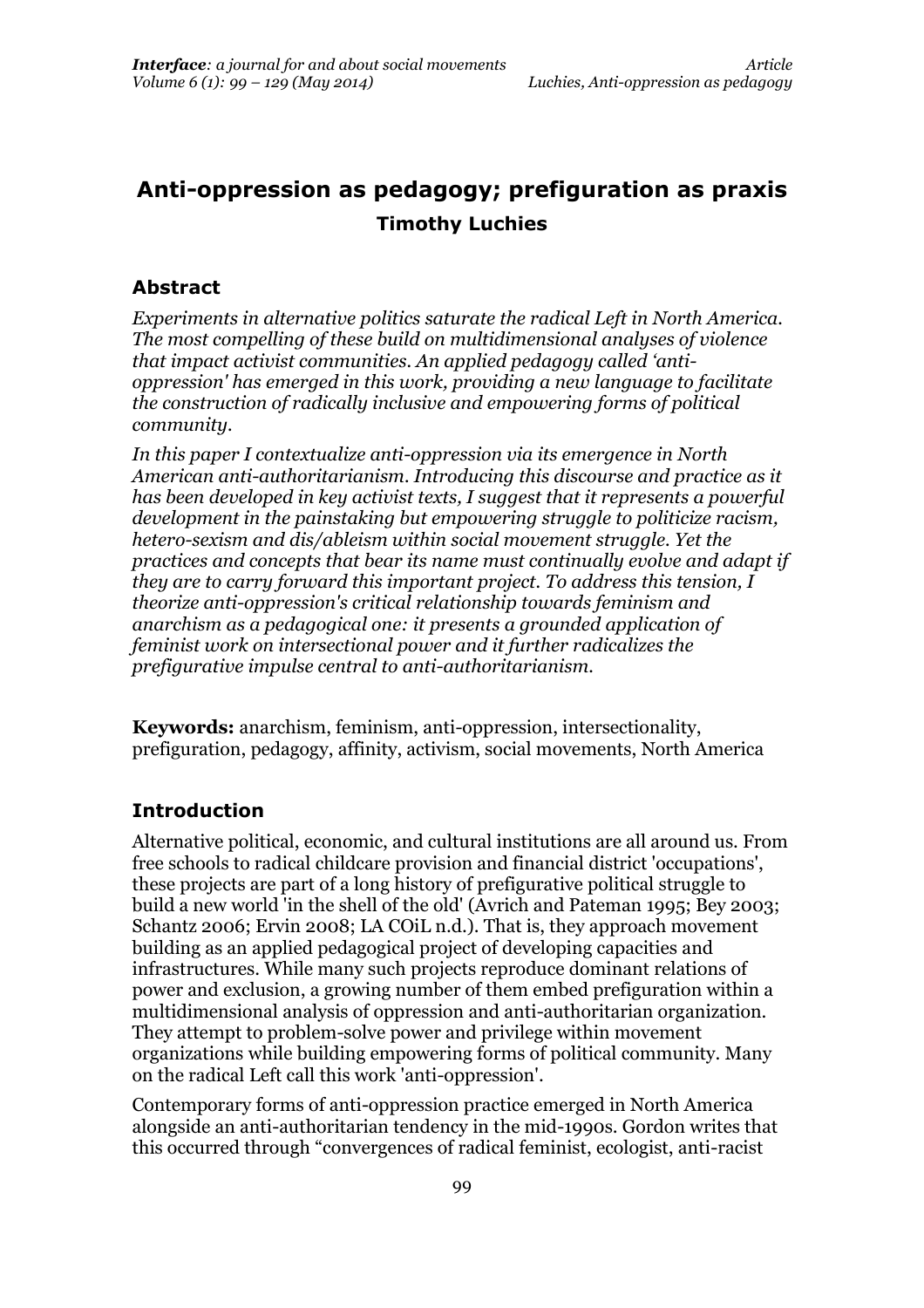# Anti-oppression as pedagogy; prefiguration as praxis

**Timothy Luchies**

## Abstract

*Experiments in alternative politics saturate the radical Left in North America. The most compelling of these build on multidimensional analyses of violence that impact activist communities. An applied pedagogy called 'anti-oppression' has emerged in this work, providing a new language to facilitate the construction of radically inclusive and empowering forms of political community.*

*In this paper I contextualize anti-oppression via its emergence in North American anti-authoritarianism. Introducing this discourse and practice as it has been developed in key activist texts, I suggest that it represents a powerful development in the painstaking but empowering struggle to politicize racism, hetero-sexism and dis/ableism within social movement struggle. Yet the practices and concepts that bear its name must continually evolve and adapt if they are to carry forward this important project. To address this tension, I theorize anti-oppression's critical relationship towards feminism and anarchism as a pedagogical one: it presents a grounded application of feminist work on intersectional power and it further radicalizes the prefigurative impulse central to anti-authoritarianism.*

**Keywords:** anarchism, feminism, anti-oppression, intersectionality, prefiguration, pedagogy, affinity, activism, social movements, North America

## Introduction

Alternative political, economic, and cultural institutions are all around us. From free schools to radical childcare provision and financial district 'occupations', these projects are part of a long history of prefigurative political struggle to build a new world 'in the shell of the old' (Avrich and Pateman 1995; Bey 2003; Schantz 2006; Ervin 2008; LA COiL n.d.). That is, they approach movement building as an applied pedagogical project of developing capacities and infrastructures. While many such projects reproduce dominant relations of power and exclusion, a growing number of them embed prefiguration within a multidimensional analysis of oppression and anti-authoritarian organization. They attempt to problem-solve power and privilege within movement organizations while building empowering forms of political community. Many on the radical Left call this work 'anti-oppression'.

Contemporary forms of anti-oppression practice emerged in North America alongside an anti-authoritarian tendency in the mid-1990s. Gordon writes that this occurred through "convergences of radical feminist, ecologist, anti-racist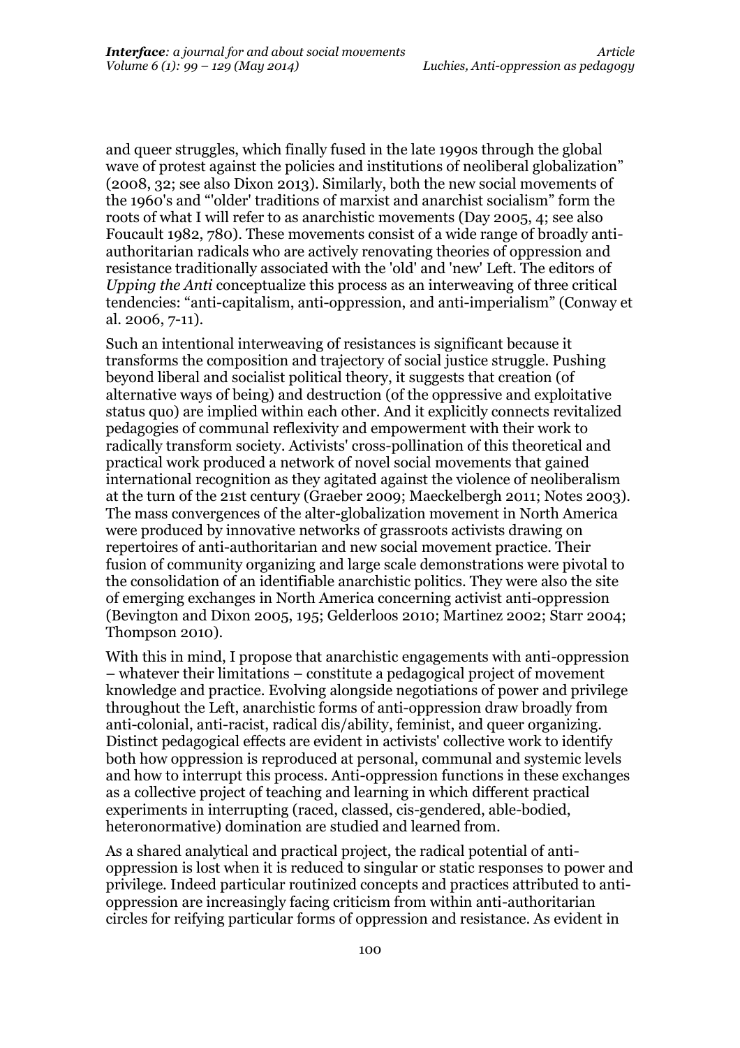and queer struggles, which finally fused in the late 1990s through the global wave of protest against the policies and institutions of neoliberal globalization" (2008, 32; see also Dixon 2013). Similarly, both the new social movements of the 1960's and "'older' traditions of marxist and anarchist socialism" form the roots of what I will refer to as anarchistic movements (Day 2005, 4; see also Foucault 1982, 780). These movements consist of a wide range of broadly anti-authoritarian radicals who are actively renovating theories of oppression and resistance traditionally associated with the 'old' and 'new' Left. The editors of *Upping the Anti* conceptualize this process as an interweaving of three critical tendencies: "anti-capitalism, anti-oppression, and anti-imperialism" (Conway et al. 2006, 7-11).

Such an intentional interweaving of resistances is significant because it transforms the composition and trajectory of social justice struggle. Pushing beyond liberal and socialist political theory, it suggests that creation (of alternative ways of being) and destruction (of the oppressive and exploitative status quo) are implied within each other. And it explicitly connects revitalized pedagogies of communal reflexivity and empowerment with their work to radically transform society. Activists' cross-pollination of this theoretical and practical work produced a network of novel social movements that gained international recognition as they agitated against the violence of neoliberalism at the turn of the 21st century (Graeber 2009; Maeckelbergh 2011; Notes 2003). The mass convergences of the alter-globalization movement in North America were produced by innovative networks of grassroots activists drawing on repertoires of anti-authoritarian and new social movement practice. Their fusion of community organizing and large scale demonstrations were pivotal to the consolidation of an identifiable anarchistic politics. They were also the site of emerging exchanges in North America concerning activist anti-oppression (Bevington and Dixon 2005, 195; Gelderloos 2010; Martinez 2002; Starr 2004; Thompson 2010).

With this in mind, I propose that anarchistic engagements with anti-oppression – whatever their limitations – constitute a pedagogical project of movement knowledge and practice. Evolving alongside negotiations of power and privilege throughout the Left, anarchistic forms of anti-oppression draw broadly from anti-colonial, anti-racist, radical dis/ability, feminist, and queer organizing. Distinct pedagogical effects are evident in activists' collective work to identify both how oppression is reproduced at personal, communal and systemic levels and how to interrupt this process. Anti-oppression functions in these exchanges as a collective project of teaching and learning in which different practical experiments in interrupting (raced, classed, cis-gendered, able-bodied, heteronormative) domination are studied and learned from.

As a shared analytical and practical project, the radical potential of anti-oppression is lost when it is reduced to singular or static responses to power and privilege. Indeed particular routinized concepts and practices attributed to anti-oppression are increasingly facing criticism from within anti-authoritarian circles for reifying particular forms of oppression and resistance. As evident in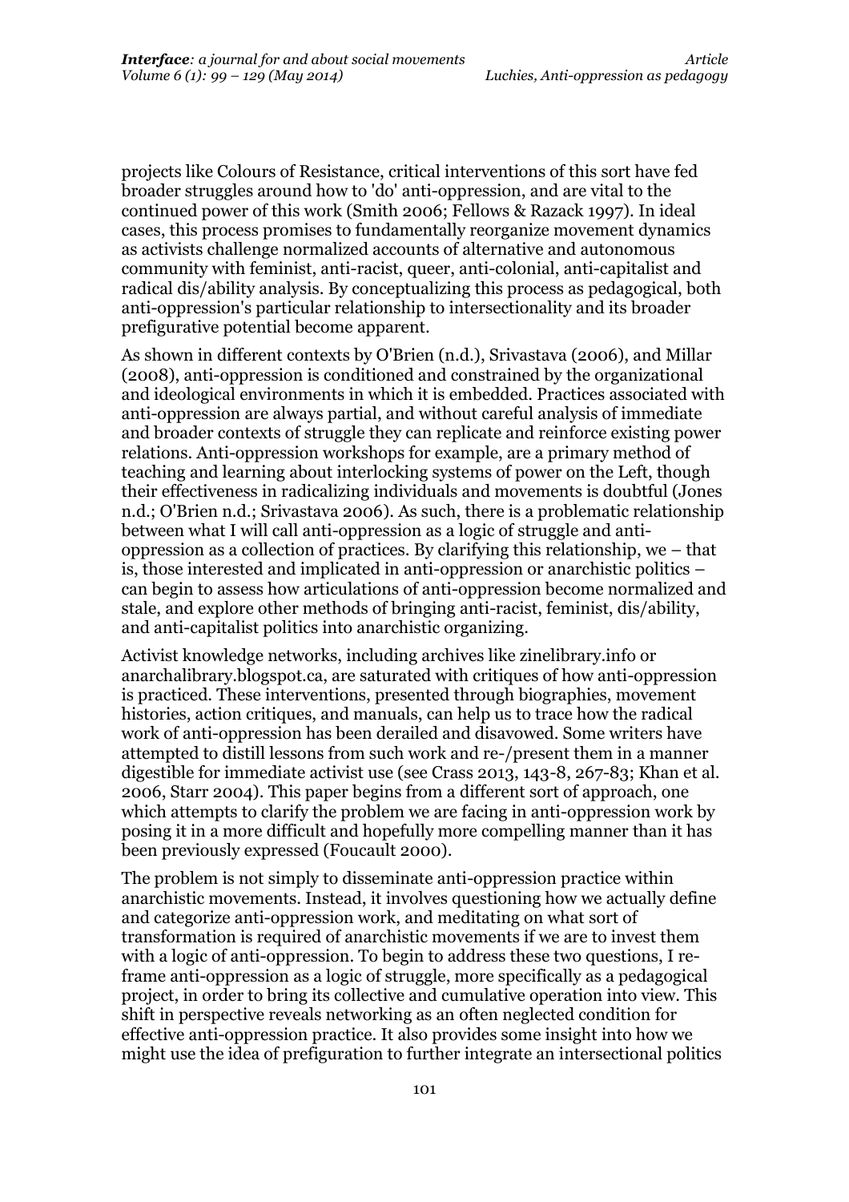projects like Colours of Resistance, critical interventions of this sort have fed broader struggles around how to 'do' anti-oppression, and are vital to the continued power of this work (Smith 2006; Fellows & Razack 1997). In ideal cases, this process promises to fundamentally reorganize movement dynamics as activists challenge normalized accounts of alternative and autonomous community with feminist, anti-racist, queer, anti-colonial, anti-capitalist and radical dis/ability analysis. By conceptualizing this process as pedagogical, both anti-oppression's particular relationship to intersectionality and its broader prefigurative potential become apparent.

As shown in different contexts by O'Brien (n.d.), Srivastava (2006), and Millar (2008), anti-oppression is conditioned and constrained by the organizational and ideological environments in which it is embedded. Practices associated with anti-oppression are always partial, and without careful analysis of immediate and broader contexts of struggle they can replicate and reinforce existing power relations. Anti-oppression workshops for example, are a primary method of teaching and learning about interlocking systems of power on the Left, though their effectiveness in radicalizing individuals and movements is doubtful (Jones n.d.; O'Brien n.d.; Srivastava 2006). As such, there is a problematic relationship between what I will call anti-oppression as a logic of struggle and anti-oppression as a collection of practices. By clarifying this relationship, we – that is, those interested and implicated in anti-oppression or anarchistic politics – can begin to assess how articulations of anti-oppression become normalized and stale, and explore other methods of bringing anti-racist, feminist, dis/ability, and anti-capitalist politics into anarchistic organizing.

Activist knowledge networks, including archives like zinelibrary.info or anarchalibrary.blogspot.ca, are saturated with critiques of how anti-oppression is practiced. These interventions, presented through biographies, movement histories, action critiques, and manuals, can help us to trace how the radical work of anti-oppression has been derailed and disavowed. Some writers have attempted to distill lessons from such work and re-/present them in a manner digestible for immediate activist use (see Crass 2013, 143-8, 267-83; Khan et al. 2006, Starr 2004). This paper begins from a different sort of approach, one which attempts to clarify the problem we are facing in anti-oppression work by posing it in a more difficult and hopefully more compelling manner than it has been previously expressed (Foucault 2000).

The problem is not simply to disseminate anti-oppression practice within anarchistic movements. Instead, it involves questioning how we actually define and categorize anti-oppression work, and meditating on what sort of transformation is required of anarchistic movements if we are to invest them with a logic of anti-oppression. To begin to address these two questions, I re-frame anti-oppression as a logic of struggle, more specifically as a pedagogical project, in order to bring its collective and cumulative operation into view. This shift in perspective reveals networking as an often neglected condition for effective anti-oppression practice. It also provides some insight into how we might use the idea of prefiguration to further integrate an intersectional politics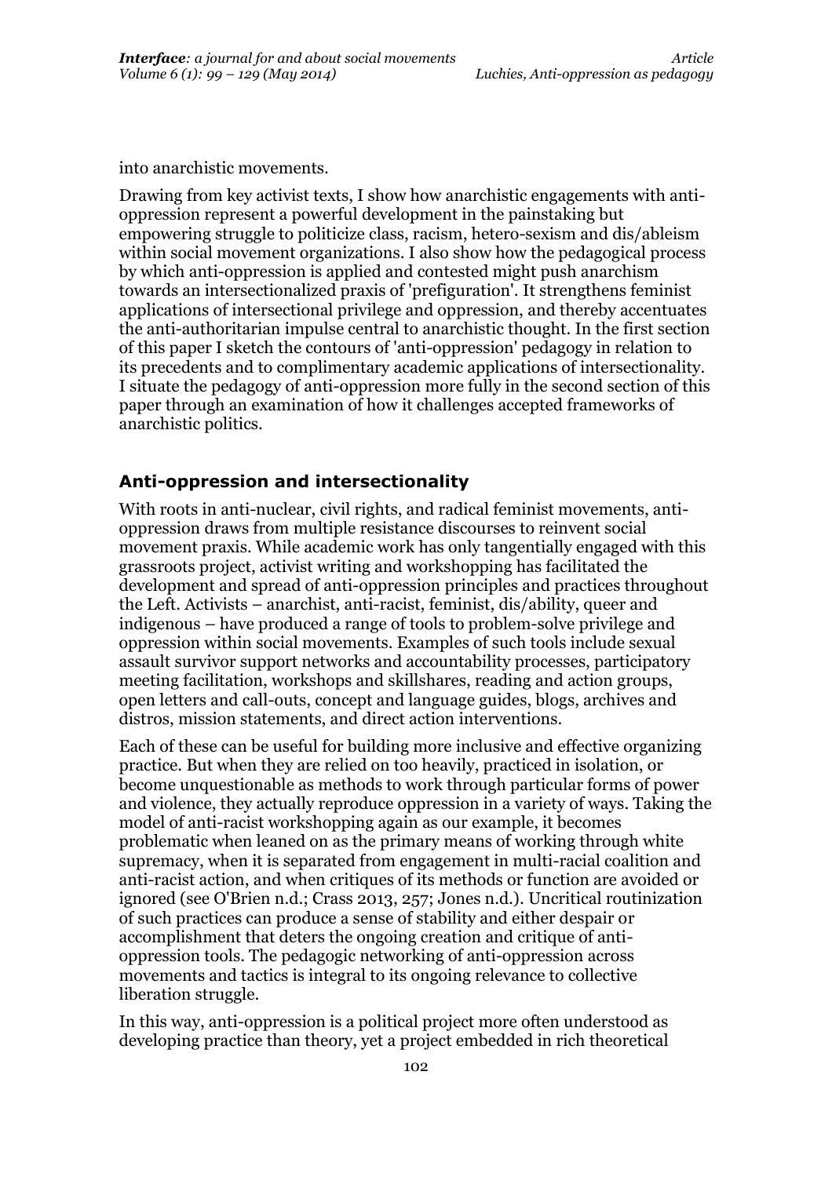into anarchistic movements.

Drawing from key activist texts, I show how anarchistic engagements with anti-oppression represent a powerful development in the painstaking but empowering struggle to politicize class, racism, hetero-sexism and dis/ableism within social movement organizations. I also show how the pedagogical process by which anti-oppression is applied and contested might push anarchism towards an intersectionalized praxis of 'prefiguration'. It strengthens feminist applications of intersectional privilege and oppression, and thereby accentuates the anti-authoritarian impulse central to anarchistic thought. In the first section of this paper I sketch the contours of 'anti-oppression' pedagogy in relation to its precedents and to complimentary academic applications of intersectionality. I situate the pedagogy of anti-oppression more fully in the second section of this paper through an examination of how it challenges accepted frameworks of anarchistic politics.

## Anti-oppression and intersectionality

With roots in anti-nuclear, civil rights, and radical feminist movements, anti-oppression draws from multiple resistance discourses to reinvent social movement praxis. While academic work has only tangentially engaged with this grassroots project, activist writing and workshopping has facilitated the development and spread of anti-oppression principles and practices throughout the Left. Activists – anarchist, anti-racist, feminist, dis/ability, queer and indigenous – have produced a range of tools to problem-solve privilege and oppression within social movements. Examples of such tools include sexual assault survivor support networks and accountability processes, participatory meeting facilitation, workshops and skillshares, reading and action groups, open letters and call-outs, concept and language guides, blogs, archives and distros, mission statements, and direct action interventions.

Each of these can be useful for building more inclusive and effective organizing practice. But when they are relied on too heavily, practiced in isolation, or become unquestionable as methods to work through particular forms of power and violence, they actually reproduce oppression in a variety of ways. Taking the model of anti-racist workshopping again as our example, it becomes problematic when leaned on as the primary means of working through white supremacy, when it is separated from engagement in multi-racial coalition and anti-racist action, and when critiques of its methods or function are avoided or ignored (see O'Brien n.d.; Crass 2013, 257; Jones n.d.). Uncritical routinization of such practices can produce a sense of stability and either despair or accomplishment that deters the ongoing creation and critique of anti-oppression tools. The pedagogic networking of anti-oppression across movements and tactics is integral to its ongoing relevance to collective liberation struggle.

In this way, anti-oppression is a political project more often understood as developing practice than theory, yet a project embedded in rich theoretical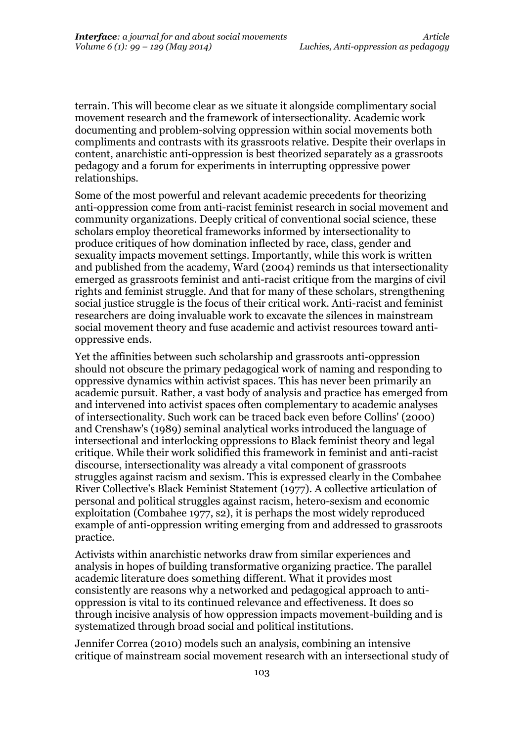terrain. This will become clear as we situate it alongside complimentary social movement research and the framework of intersectionality. Academic work documenting and problem-solving oppression within social movements both compliments and contrasts with its grassroots relative. Despite their overlaps in content, anarchistic anti-oppression is best theorized separately as a grassroots pedagogy and a forum for experiments in interrupting oppressive power relationships.

Some of the most powerful and relevant academic precedents for theorizing anti-oppression come from anti-racist feminist research in social movement and community organizations. Deeply critical of conventional social science, these scholars employ theoretical frameworks informed by intersectionality to produce critiques of how domination inflected by race, class, gender and sexuality impacts movement settings. Importantly, while this work is written and published from the academy, Ward (2004) reminds us that intersectionality emerged as grassroots feminist and anti-racist critique from the margins of civil rights and feminist struggle. And that for many of these scholars, strengthening social justice struggle is the focus of their critical work. Anti-racist and feminist researchers are doing invaluable work to excavate the silences in mainstream social movement theory and fuse academic and activist resources toward anti-oppressive ends.

Yet the affinities between such scholarship and grassroots anti-oppression should not obscure the primary pedagogical work of naming and responding to oppressive dynamics within activist spaces. This has never been primarily an academic pursuit. Rather, a vast body of analysis and practice has emerged from and intervened into activist spaces often complementary to academic analyses of intersectionality. Such work can be traced back even before Collins' (2000) and Crenshaw's (1989) seminal analytical works introduced the language of intersectional and interlocking oppressions to Black feminist theory and legal critique. While their work solidified this framework in feminist and anti-racist discourse, intersectionality was already a vital component of grassroots struggles against racism and sexism. This is expressed clearly in the Combahee River Collective's Black Feminist Statement (1977). A collective articulation of personal and political struggles against racism, hetero-sexism and economic exploitation (Combahee 1977, s2), it is perhaps the most widely reproduced example of anti-oppression writing emerging from and addressed to grassroots practice.

Activists within anarchistic networks draw from similar experiences and analysis in hopes of building transformative organizing practice. The parallel academic literature does something different. What it provides most consistently are reasons why a networked and pedagogical approach to anti-oppression is vital to its continued relevance and effectiveness. It does so through incisive analysis of how oppression impacts movement-building and is systematized through broad social and political institutions.

Jennifer Correa (2010) models such an analysis, combining an intensive critique of mainstream social movement research with an intersectional study of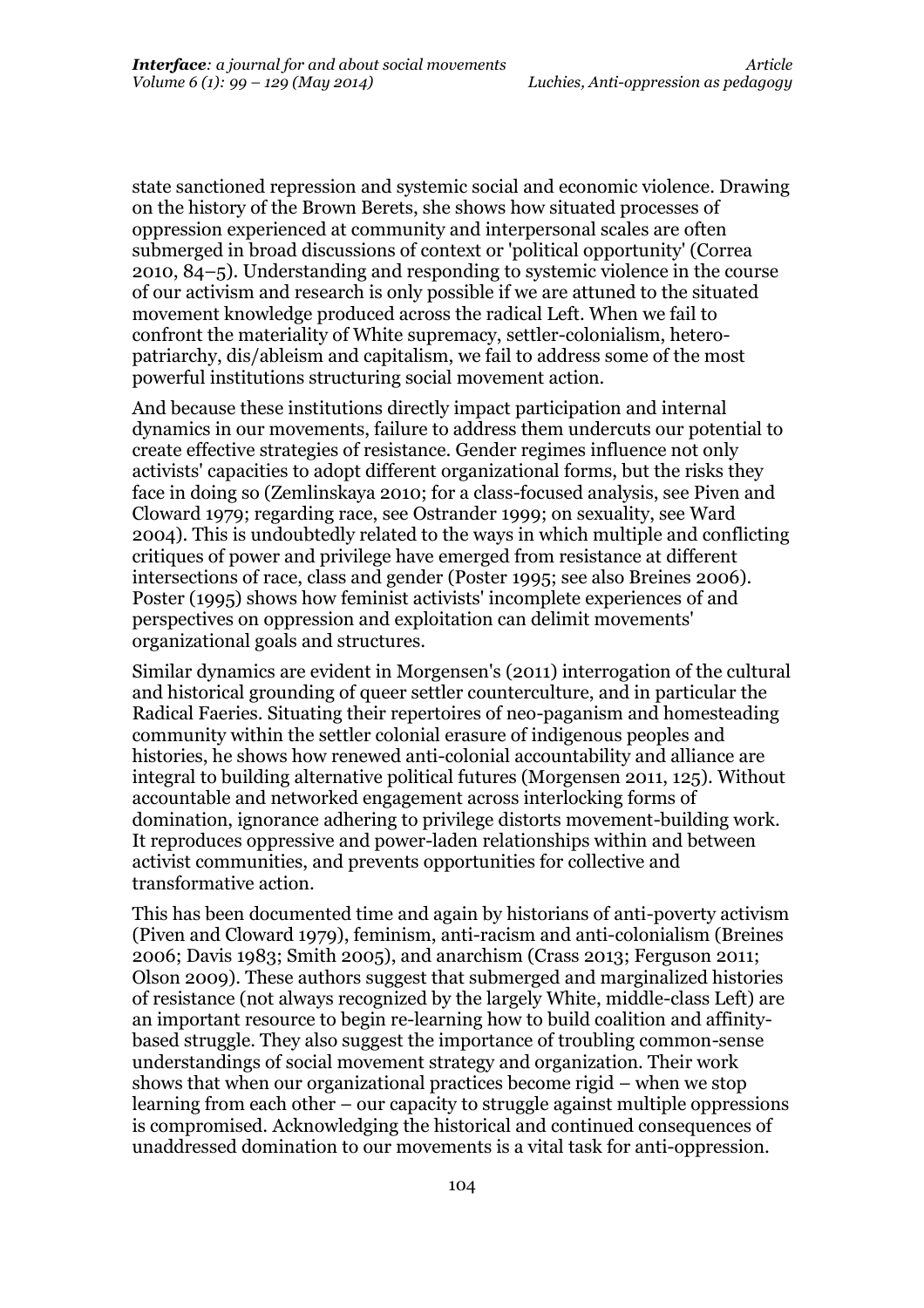state sanctioned repression and systemic social and economic violence. Drawing on the history of the Brown Berets, she shows how situated processes of oppression experienced at community and interpersonal scales are often submerged in broad discussions of context or 'political opportunity' (Correa 2010, 84–5). Understanding and responding to systemic violence in the course of our activism and research is only possible if we are attuned to the situated movement knowledge produced across the radical Left. When we fail to confront the materiality of White supremacy, settler-colonialism, hetero-patriarchy, dis/ableism and capitalism, we fail to address some of the most powerful institutions structuring social movement action.

And because these institutions directly impact participation and internal dynamics in our movements, failure to address them undercuts our potential to create effective strategies of resistance. Gender regimes influence not only activists' capacities to adopt different organizational forms, but the risks they face in doing so (Zemlinskaya 2010; for a class-focused analysis, see Piven and Cloward 1979; regarding race, see Ostrander 1999; on sexuality, see Ward 2004). This is undoubtedly related to the ways in which multiple and conflicting critiques of power and privilege have emerged from resistance at different intersections of race, class and gender (Poster 1995; see also Breines 2006). Poster (1995) shows how feminist activists' incomplete experiences of and perspectives on oppression and exploitation can delimit movements' organizational goals and structures.

Similar dynamics are evident in Morgensen's (2011) interrogation of the cultural and historical grounding of queer settler counterculture, and in particular the Radical Faeries. Situating their repertoires of neo-paganism and homesteading community within the settler colonial erasure of indigenous peoples and histories, he shows how renewed anti-colonial accountability and alliance are integral to building alternative political futures (Morgensen 2011, 125). Without accountable and networked engagement across interlocking forms of domination, ignorance adhering to privilege distorts movement-building work. It reproduces oppressive and power-laden relationships within and between activist communities, and prevents opportunities for collective and transformative action.

This has been documented time and again by historians of anti-poverty activism (Piven and Cloward 1979), feminism, anti-racism and anti-colonialism (Breines 2006; Davis 1983; Smith 2005), and anarchism (Crass 2013; Ferguson 2011; Olson 2009). These authors suggest that submerged and marginalized histories of resistance (not always recognized by the largely White, middle-class Left) are an important resource to begin re-learning how to build coalition and affinity-based struggle. They also suggest the importance of troubling common-sense understandings of social movement strategy and organization. Their work shows that when our organizational practices become rigid – when we stop learning from each other – our capacity to struggle against multiple oppressions is compromised. Acknowledging the historical and continued consequences of unaddressed domination to our movements is a vital task for anti-oppression.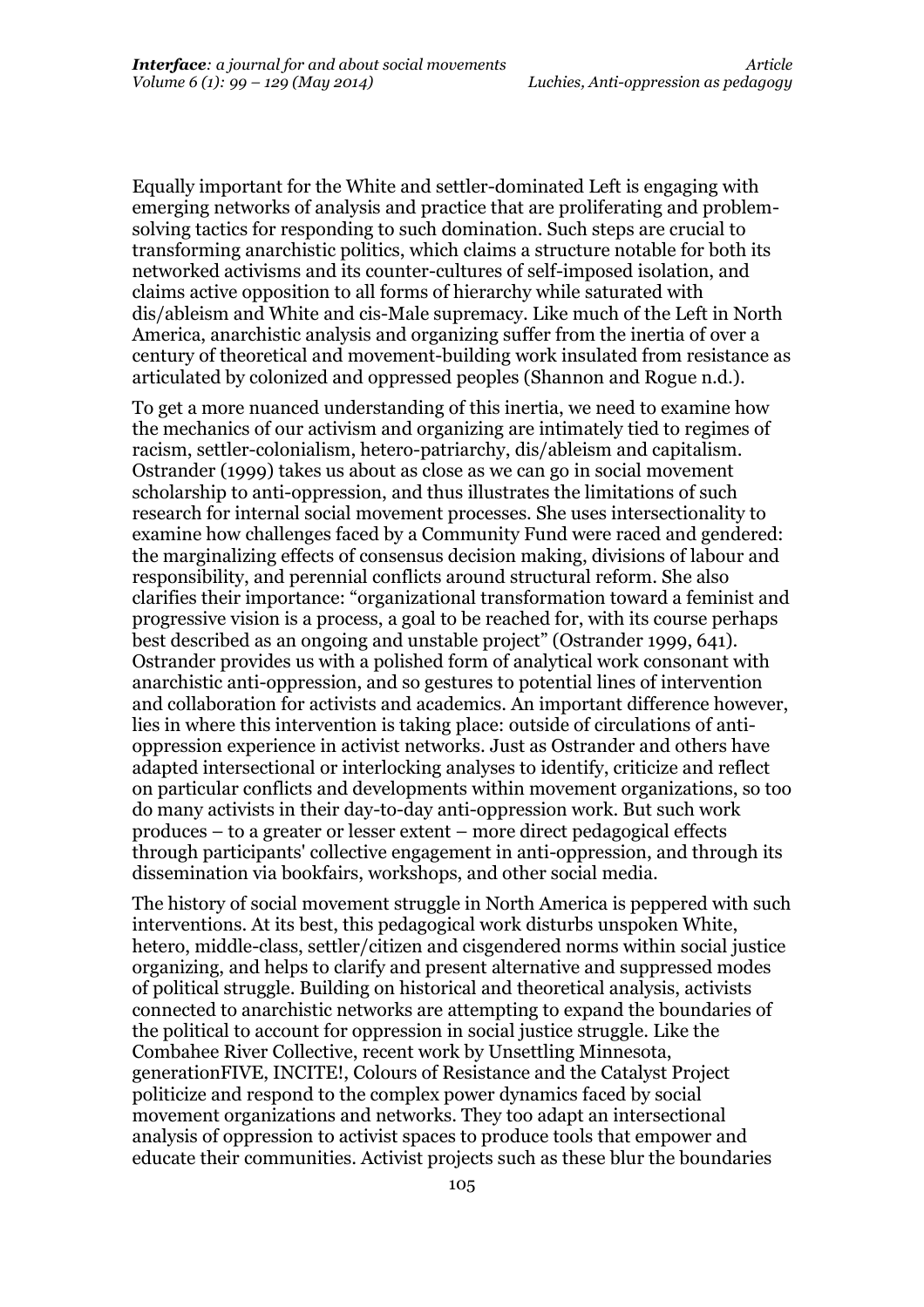Equally important for the White and settler-dominated Left is engaging with emerging networks of analysis and practice that are proliferating and problem-solving tactics for responding to such domination. Such steps are crucial to transforming anarchistic politics, which claims a structure notable for both its networked activisms and its counter-cultures of self-imposed isolation, and claims active opposition to all forms of hierarchy while saturated with dis/ableism and White and cis-Male supremacy. Like much of the Left in North America, anarchistic analysis and organizing suffer from the inertia of over a century of theoretical and movement-building work insulated from resistance as articulated by colonized and oppressed peoples (Shannon and Rogue n.d.).

To get a more nuanced understanding of this inertia, we need to examine how the mechanics of our activism and organizing are intimately tied to regimes of racism, settler-colonialism, hetero-patriarchy, dis/ableism and capitalism. Ostrander (1999) takes us about as close as we can go in social movement scholarship to anti-oppression, and thus illustrates the limitations of such research for internal social movement processes. She uses intersectionality to examine how challenges faced by a Community Fund were raced and gendered: the marginalizing effects of consensus decision making, divisions of labour and responsibility, and perennial conflicts around structural reform. She also clarifies their importance: "organizational transformation toward a feminist and progressive vision is a process, a goal to be reached for, with its course perhaps best described as an ongoing and unstable project" (Ostrander 1999, 641). Ostrander provides us with a polished form of analytical work consonant with anarchistic anti-oppression, and so gestures to potential lines of intervention and collaboration for activists and academics. An important difference however, lies in where this intervention is taking place: outside of circulations of anti-oppression experience in activist networks. Just as Ostrander and others have adapted intersectional or interlocking analyses to identify, criticize and reflect on particular conflicts and developments within movement organizations, so too do many activists in their day-to-day anti-oppression work. But such work produces – to a greater or lesser extent – more direct pedagogical effects through participants' collective engagement in anti-oppression, and through its dissemination via bookfairs, workshops, and other social media.

The history of social movement struggle in North America is peppered with such interventions. At its best, this pedagogical work disturbs unspoken White, hetero, middle-class, settler/citizen and cisgendered norms within social justice organizing, and helps to clarify and present alternative and suppressed modes of political struggle. Building on historical and theoretical analysis, activists connected to anarchistic networks are attempting to expand the boundaries of the political to account for oppression in social justice struggle. Like the Combahee River Collective, recent work by Unsettling Minnesota, generationFIVE, INCITE!, Colours of Resistance and the Catalyst Project politicize and respond to the complex power dynamics faced by social movement organizations and networks. They too adapt an intersectional analysis of oppression to activist spaces to produce tools that empower and educate their communities. Activist projects such as these blur the boundaries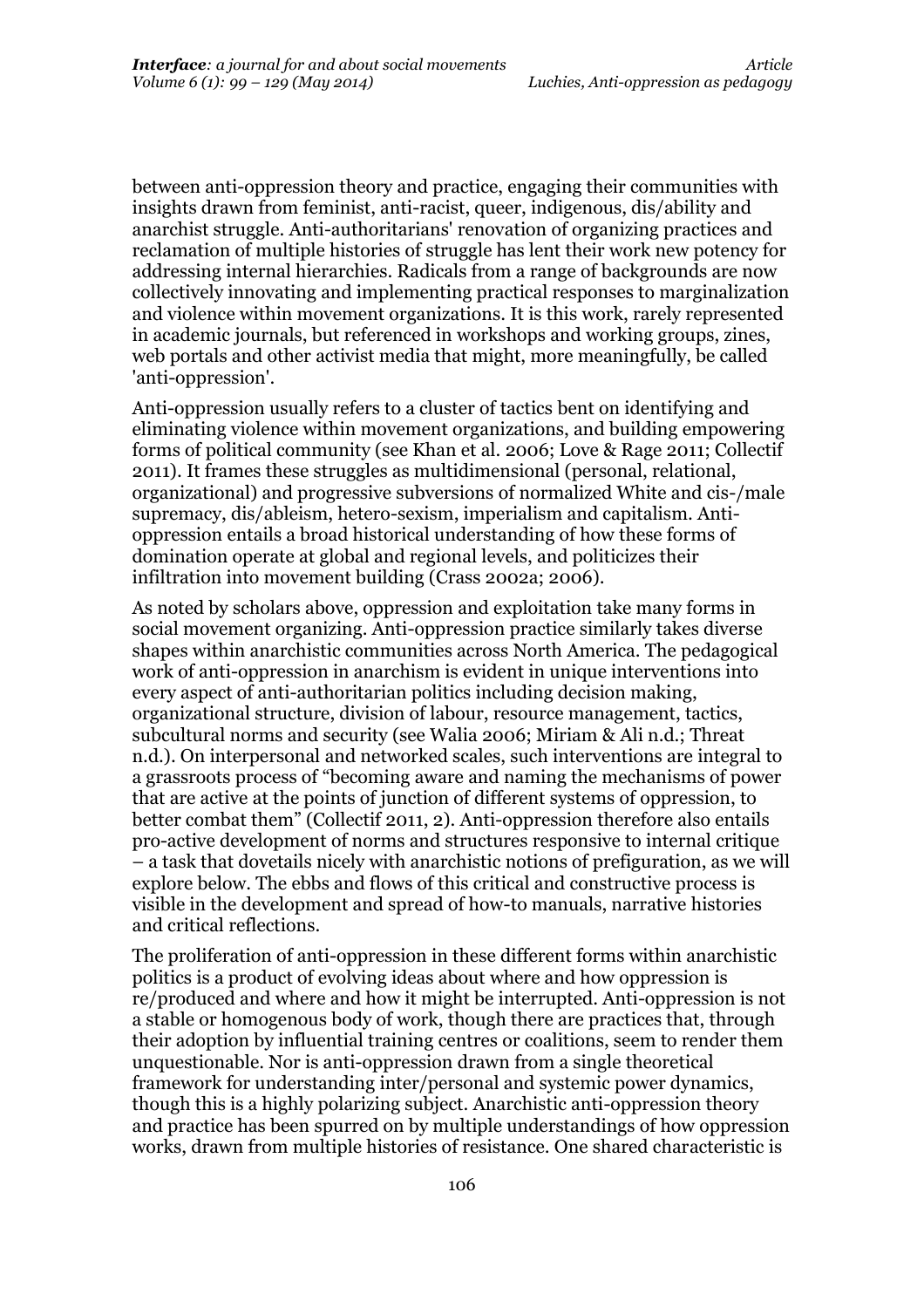between anti-oppression theory and practice, engaging their communities with insights drawn from feminist, anti-racist, queer, indigenous, dis/ability and anarchist struggle. Anti-authoritarians' renovation of organizing practices and reclamation of multiple histories of struggle has lent their work new potency for addressing internal hierarchies. Radicals from a range of backgrounds are now collectively innovating and implementing practical responses to marginalization and violence within movement organizations. It is this work, rarely represented in academic journals, but referenced in workshops and working groups, zines, web portals and other activist media that might, more meaningfully, be called 'anti-oppression'.

Anti-oppression usually refers to a cluster of tactics bent on identifying and eliminating violence within movement organizations, and building empowering forms of political community (see Khan et al. 2006; Love & Rage 2011; Collectif 2011). It frames these struggles as multidimensional (personal, relational, organizational) and progressive subversions of normalized White and cis-/male supremacy, dis/ableism, hetero-sexism, imperialism and capitalism. Anti-oppression entails a broad historical understanding of how these forms of domination operate at global and regional levels, and politicizes their infiltration into movement building (Crass 2002a; 2006).

As noted by scholars above, oppression and exploitation take many forms in social movement organizing. Anti-oppression practice similarly takes diverse shapes within anarchistic communities across North America. The pedagogical work of anti-oppression in anarchism is evident in unique interventions into every aspect of anti-authoritarian politics including decision making, organizational structure, division of labour, resource management, tactics, subcultural norms and security (see Walia 2006; Miriam & Ali n.d.; Threat n.d.). On interpersonal and networked scales, such interventions are integral to a grassroots process of "becoming aware and naming the mechanisms of power that are active at the points of junction of different systems of oppression, to better combat them" (Collectif 2011, 2). Anti-oppression therefore also entails pro-active development of norms and structures responsive to internal critique – a task that dovetails nicely with anarchistic notions of prefiguration, as we will explore below. The ebbs and flows of this critical and constructive process is visible in the development and spread of how-to manuals, narrative histories and critical reflections.

The proliferation of anti-oppression in these different forms within anarchistic politics is a product of evolving ideas about where and how oppression is re/produced and where and how it might be interrupted. Anti-oppression is not a stable or homogenous body of work, though there are practices that, through their adoption by influential training centres or coalitions, seem to render them unquestionable. Nor is anti-oppression drawn from a single theoretical framework for understanding inter/personal and systemic power dynamics, though this is a highly polarizing subject. Anarchistic anti-oppression theory and practice has been spurred on by multiple understandings of how oppression works, drawn from multiple histories of resistance. One shared characteristic is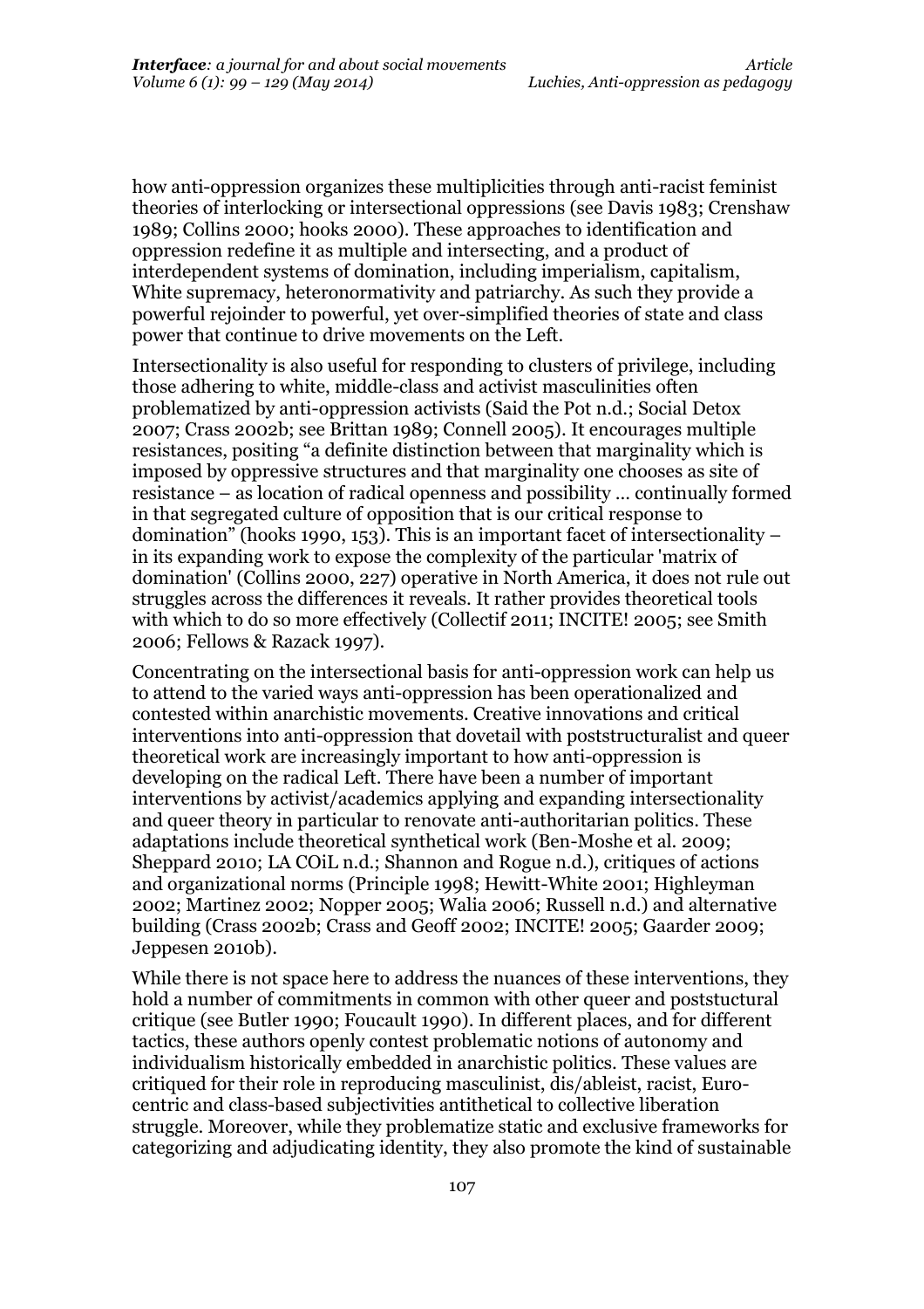how anti-oppression organizes these multiplicities through anti-racist feminist theories of interlocking or intersectional oppressions (see Davis 1983; Crenshaw 1989; Collins 2000; hooks 2000). These approaches to identification and oppression redefine it as multiple and intersecting, and a product of interdependent systems of domination, including imperialism, capitalism, White supremacy, heteronormativity and patriarchy. As such they provide a powerful rejoinder to powerful, yet over-simplified theories of state and class power that continue to drive movements on the Left.

Intersectionality is also useful for responding to clusters of privilege, including those adhering to white, middle-class and activist masculinities often problematized by anti-oppression activists (Said the Pot n.d.; Social Detox 2007; Crass 2002b; see Brittan 1989; Connell 2005). It encourages multiple resistances, positing "a definite distinction between that marginality which is imposed by oppressive structures and that marginality one chooses as site of resistance – as location of radical openness and possibility … continually formed in that segregated culture of opposition that is our critical response to domination" (hooks 1990, 153). This is an important facet of intersectionality – in its expanding work to expose the complexity of the particular 'matrix of domination' (Collins 2000, 227) operative in North America, it does not rule out struggles across the differences it reveals. It rather provides theoretical tools with which to do so more effectively (Collectif 2011; INCITE! 2005; see Smith 2006; Fellows & Razack 1997).

Concentrating on the intersectional basis for anti-oppression work can help us to attend to the varied ways anti-oppression has been operationalized and contested within anarchistic movements. Creative innovations and critical interventions into anti-oppression that dovetail with poststructuralist and queer theoretical work are increasingly important to how anti-oppression is developing on the radical Left. There have been a number of important interventions by activist/academics applying and expanding intersectionality and queer theory in particular to renovate anti-authoritarian politics. These adaptations include theoretical synthetical work (Ben-Moshe et al. 2009; Sheppard 2010; LA COiL n.d.; Shannon and Rogue n.d.), critiques of actions and organizational norms (Principle 1998; Hewitt-White 2001; Highleyman 2002; Martinez 2002; Nopper 2005; Walia 2006; Russell n.d.) and alternative building (Crass 2002b; Crass and Geoff 2002; INCITE! 2005; Gaarder 2009; Jeppesen 2010b).

While there is not space here to address the nuances of these interventions, they hold a number of commitments in common with other queer and poststuctural critique (see Butler 1990; Foucault 1990). In different places, and for different tactics, these authors openly contest problematic notions of autonomy and individualism historically embedded in anarchistic politics. These values are critiqued for their role in reproducing masculinist, dis/ableist, racist, Euro-centric and class-based subjectivities antithetical to collective liberation struggle. Moreover, while they problematize static and exclusive frameworks for categorizing and adjudicating identity, they also promote the kind of sustainable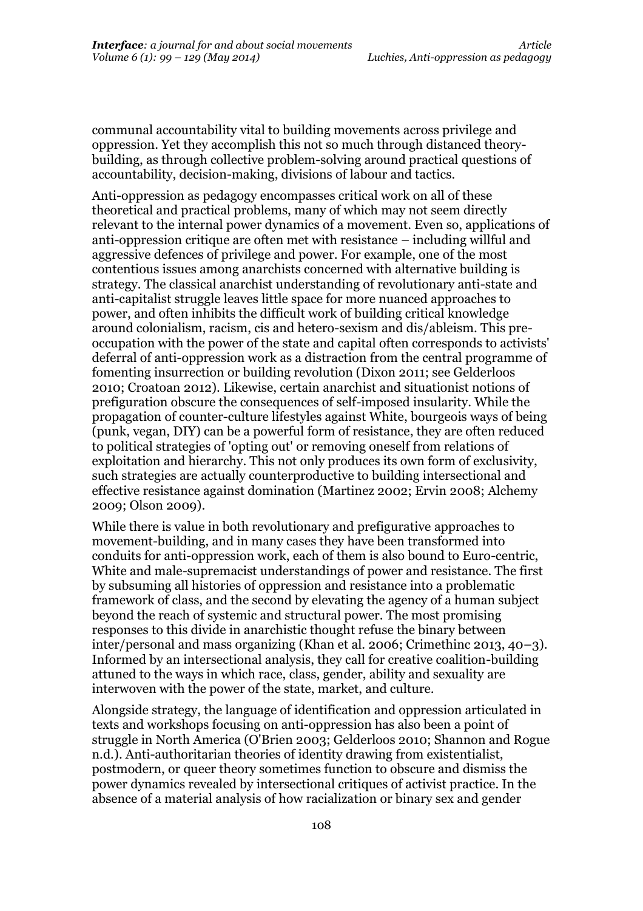communal accountability vital to building movements across privilege and oppression. Yet they accomplish this not so much through distanced theory-building, as through collective problem-solving around practical questions of accountability, decision-making, divisions of labour and tactics.

Anti-oppression as pedagogy encompasses critical work on all of these theoretical and practical problems, many of which may not seem directly relevant to the internal power dynamics of a movement. Even so, applications of anti-oppression critique are often met with resistance – including willful and aggressive defences of privilege and power. For example, one of the most contentious issues among anarchists concerned with alternative building is strategy. The classical anarchist understanding of revolutionary anti-state and anti-capitalist struggle leaves little space for more nuanced approaches to power, and often inhibits the difficult work of building critical knowledge around colonialism, racism, cis and hetero-sexism and dis/ableism. This pre-occupation with the power of the state and capital often corresponds to activists' deferral of anti-oppression work as a distraction from the central programme of fomenting insurrection or building revolution (Dixon 2011; see Gelderloos 2010; Croatoan 2012). Likewise, certain anarchist and situationist notions of prefiguration obscure the consequences of self-imposed insularity. While the propagation of counter-culture lifestyles against White, bourgeois ways of being (punk, vegan, DIY) can be a powerful form of resistance, they are often reduced to political strategies of 'opting out' or removing oneself from relations of exploitation and hierarchy. This not only produces its own form of exclusivity, such strategies are actually counterproductive to building intersectional and effective resistance against domination (Martinez 2002; Ervin 2008; Alchemy 2009; Olson 2009).

While there is value in both revolutionary and prefigurative approaches to movement-building, and in many cases they have been transformed into conduits for anti-oppression work, each of them is also bound to Euro-centric, White and male-supremacist understandings of power and resistance. The first by subsuming all histories of oppression and resistance into a problematic framework of class, and the second by elevating the agency of a human subject beyond the reach of systemic and structural power. The most promising responses to this divide in anarchistic thought refuse the binary between inter/personal and mass organizing (Khan et al. 2006; Crimethinc 2013, 40–3). Informed by an intersectional analysis, they call for creative coalition-building attuned to the ways in which race, class, gender, ability and sexuality are interwoven with the power of the state, market, and culture.

Alongside strategy, the language of identification and oppression articulated in texts and workshops focusing on anti-oppression has also been a point of struggle in North America (O'Brien 2003; Gelderloos 2010; Shannon and Rogue n.d.). Anti-authoritarian theories of identity drawing from existentialist, postmodern, or queer theory sometimes function to obscure and dismiss the power dynamics revealed by intersectional critiques of activist practice. In the absence of a material analysis of how racialization or binary sex and gender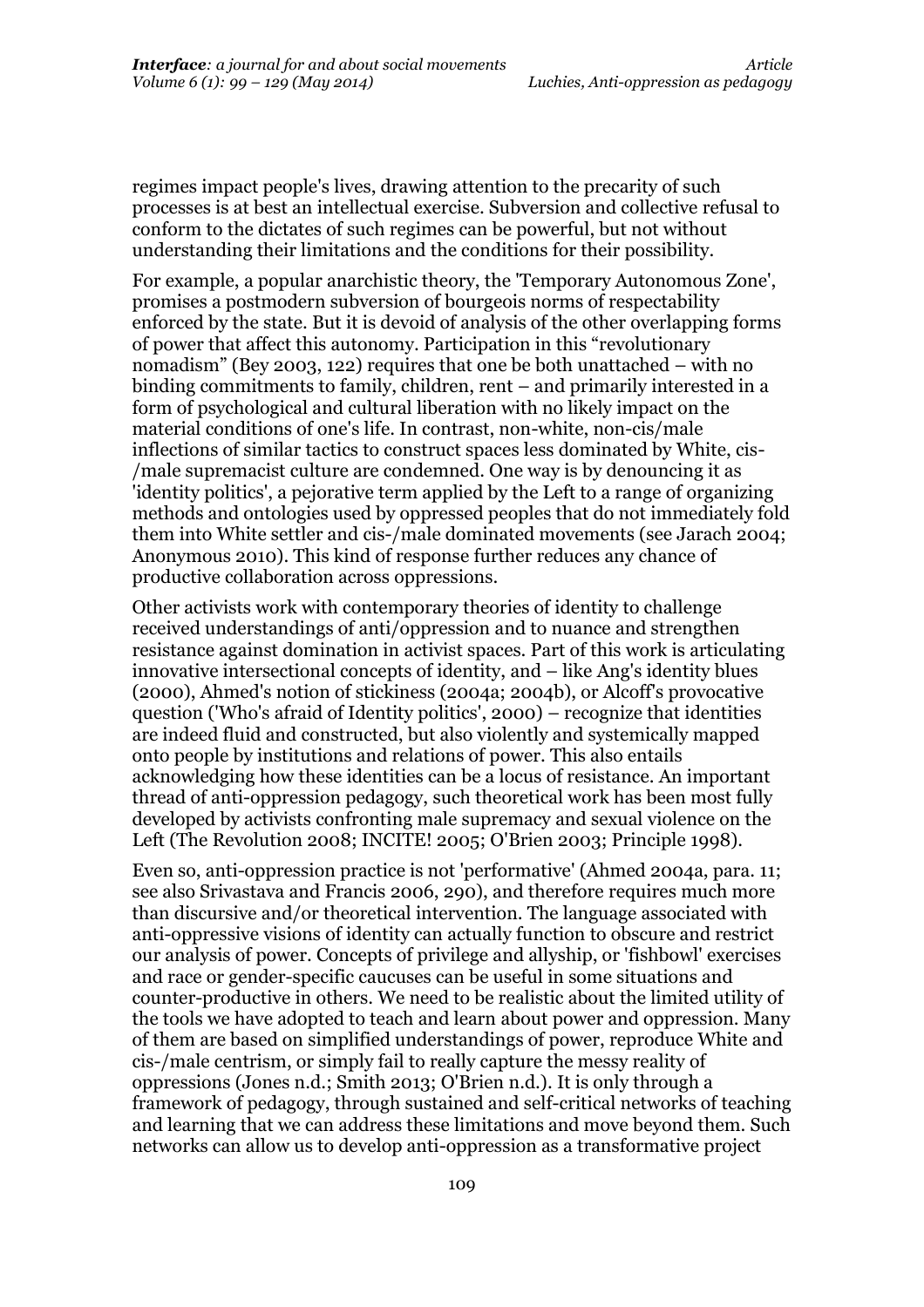regimes impact people's lives, drawing attention to the precarity of such processes is at best an intellectual exercise. Subversion and collective refusal to conform to the dictates of such regimes can be powerful, but not without understanding their limitations and the conditions for their possibility.

For example, a popular anarchistic theory, the 'Temporary Autonomous Zone', promises a postmodern subversion of bourgeois norms of respectability enforced by the state. But it is devoid of analysis of the other overlapping forms of power that affect this autonomy. Participation in this "revolutionary nomadism" (Bey 2003, 122) requires that one be both unattached – with no binding commitments to family, children, rent – and primarily interested in a form of psychological and cultural liberation with no likely impact on the material conditions of one's life. In contrast, non-white, non-cis/male inflections of similar tactics to construct spaces less dominated by White, cis-/male supremacist culture are condemned. One way is by denouncing it as 'identity politics', a pejorative term applied by the Left to a range of organizing methods and ontologies used by oppressed peoples that do not immediately fold them into White settler and cis-/male dominated movements (see Jarach 2004; Anonymous 2010). This kind of response further reduces any chance of productive collaboration across oppressions.

Other activists work with contemporary theories of identity to challenge received understandings of anti/oppression and to nuance and strengthen resistance against domination in activist spaces. Part of this work is articulating innovative intersectional concepts of identity, and – like Ang's identity blues (2000), Ahmed's notion of stickiness (2004a; 2004b), or Alcoff's provocative question ('Who's afraid of Identity politics', 2000) – recognize that identities are indeed fluid and constructed, but also violently and systemically mapped onto people by institutions and relations of power. This also entails acknowledging how these identities can be a locus of resistance. An important thread of anti-oppression pedagogy, such theoretical work has been most fully developed by activists confronting male supremacy and sexual violence on the Left (The Revolution 2008; INCITE! 2005; O'Brien 2003; Principle 1998).

Even so, anti-oppression practice is not 'performative' (Ahmed 2004a, para. 11; see also Srivastava and Francis 2006, 290), and therefore requires much more than discursive and/or theoretical intervention. The language associated with anti-oppressive visions of identity can actually function to obscure and restrict our analysis of power. Concepts of privilege and allyship, or 'fishbowl' exercises and race or gender-specific caucuses can be useful in some situations and counter-productive in others. We need to be realistic about the limited utility of the tools we have adopted to teach and learn about power and oppression. Many of them are based on simplified understandings of power, reproduce White and cis-/male centrism, or simply fail to really capture the messy reality of oppressions (Jones n.d.; Smith 2013; O'Brien n.d.). It is only through a framework of pedagogy, through sustained and self-critical networks of teaching and learning that we can address these limitations and move beyond them. Such networks can allow us to develop anti-oppression as a transformative project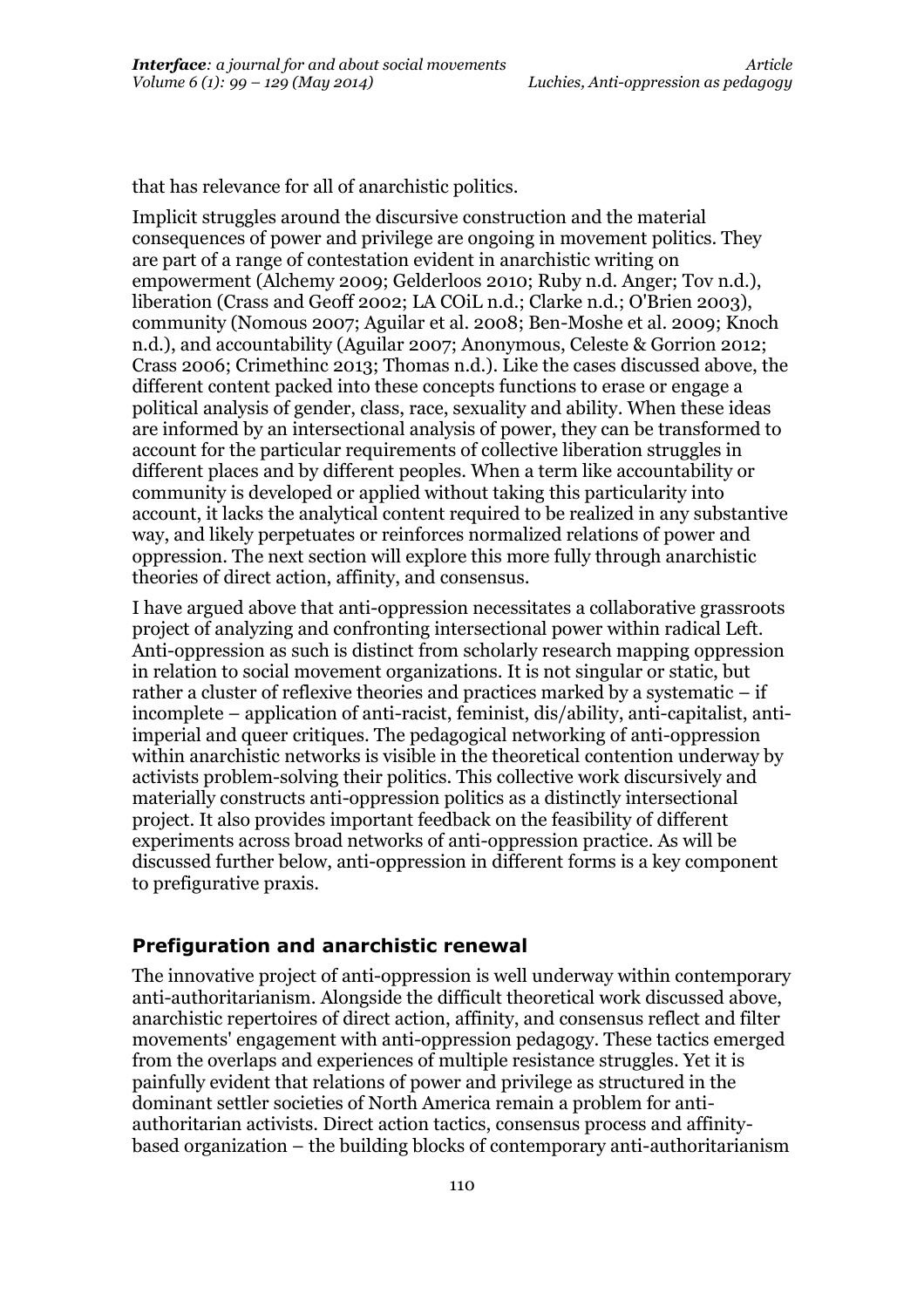that has relevance for all of anarchistic politics.

Implicit struggles around the discursive construction and the material consequences of power and privilege are ongoing in movement politics. They are part of a range of contestation evident in anarchistic writing on empowerment (Alchemy 2009; Gelderloos 2010; Ruby n.d. Anger; Tov n.d.), liberation (Crass and Geoff 2002; LA COiL n.d.; Clarke n.d.; O'Brien 2003), community (Nomous 2007; Aguilar et al. 2008; Ben-Moshe et al. 2009; Knoch n.d.), and accountability (Aguilar 2007; Anonymous, Celeste & Gorrion 2012; Crass 2006; Crimethinc 2013; Thomas n.d.). Like the cases discussed above, the different content packed into these concepts functions to erase or engage a political analysis of gender, class, race, sexuality and ability. When these ideas are informed by an intersectional analysis of power, they can be transformed to account for the particular requirements of collective liberation struggles in different places and by different peoples. When a term like accountability or community is developed or applied without taking this particularity into account, it lacks the analytical content required to be realized in any substantive way, and likely perpetuates or reinforces normalized relations of power and oppression. The next section will explore this more fully through anarchistic theories of direct action, affinity, and consensus.

I have argued above that anti-oppression necessitates a collaborative grassroots project of analyzing and confronting intersectional power within radical Left. Anti-oppression as such is distinct from scholarly research mapping oppression in relation to social movement organizations. It is not singular or static, but rather a cluster of reflexive theories and practices marked by a systematic – if incomplete – application of anti-racist, feminist, dis/ability, anti-capitalist, anti-imperial and queer critiques. The pedagogical networking of anti-oppression within anarchistic networks is visible in the theoretical contention underway by activists problem-solving their politics. This collective work discursively and materially constructs anti-oppression politics as a distinctly intersectional project. It also provides important feedback on the feasibility of different experiments across broad networks of anti-oppression practice. As will be discussed further below, anti-oppression in different forms is a key component to prefigurative praxis.

## Prefiguration and anarchistic renewal

The innovative project of anti-oppression is well underway within contemporary anti-authoritarianism. Alongside the difficult theoretical work discussed above, anarchistic repertoires of direct action, affinity, and consensus reflect and filter movements' engagement with anti-oppression pedagogy. These tactics emerged from the overlaps and experiences of multiple resistance struggles. Yet it is painfully evident that relations of power and privilege as structured in the dominant settler societies of North America remain a problem for anti-authoritarian activists. Direct action tactics, consensus process and affinity-based organization – the building blocks of contemporary anti-authoritarianism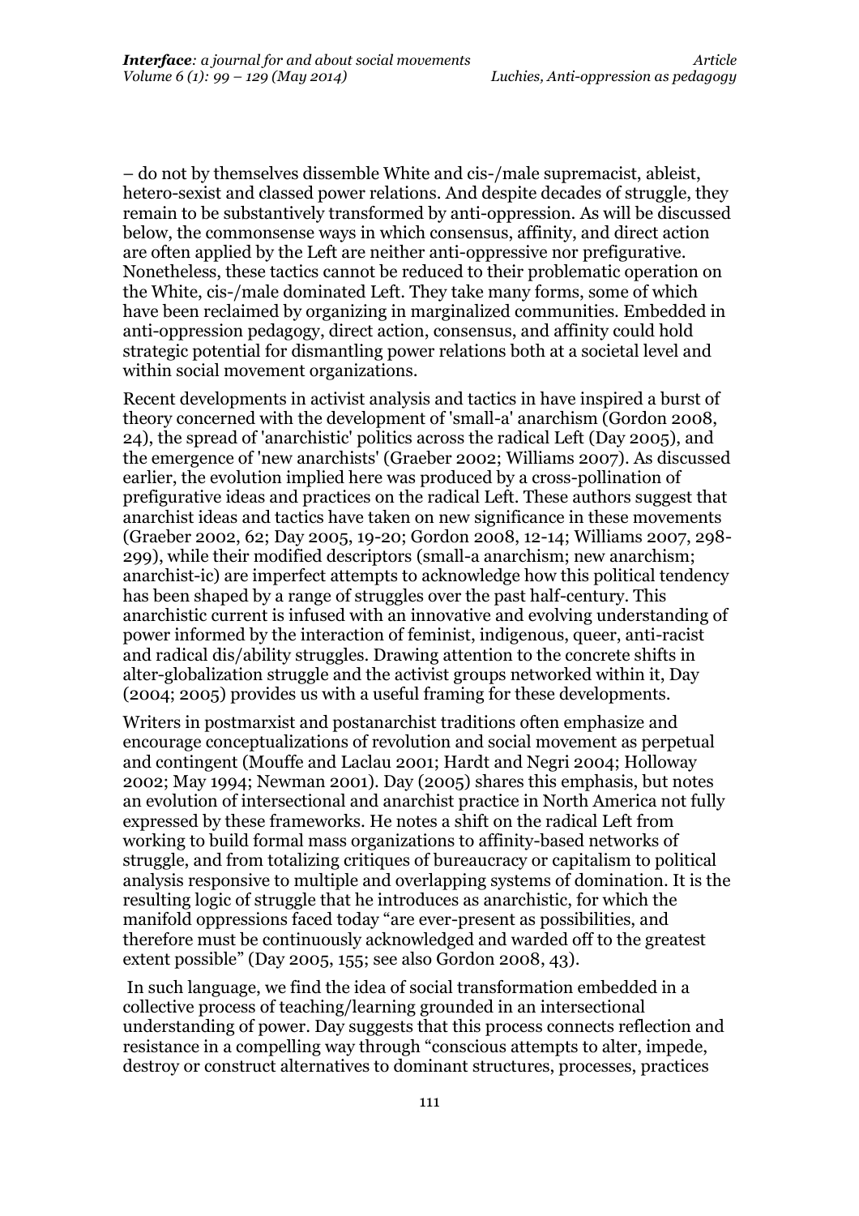– do not by themselves dissemble White and cis-/male supremacist, ableist, hetero-sexist and classed power relations. And despite decades of struggle, they remain to be substantively transformed by anti-oppression. As will be discussed below, the commonsense ways in which consensus, affinity, and direct action are often applied by the Left are neither anti-oppressive nor prefigurative. Nonetheless, these tactics cannot be reduced to their problematic operation on the White, cis-/male dominated Left. They take many forms, some of which have been reclaimed by organizing in marginalized communities. Embedded in anti-oppression pedagogy, direct action, consensus, and affinity could hold strategic potential for dismantling power relations both at a societal level and within social movement organizations.

Recent developments in activist analysis and tactics in have inspired a burst of theory concerned with the development of 'small-a' anarchism (Gordon 2008, 24), the spread of 'anarchistic' politics across the radical Left (Day 2005), and the emergence of 'new anarchists' (Graeber 2002; Williams 2007). As discussed earlier, the evolution implied here was produced by a cross-pollination of prefigurative ideas and practices on the radical Left. These authors suggest that anarchist ideas and tactics have taken on new significance in these movements (Graeber 2002, 62; Day 2005, 19-20; Gordon 2008, 12-14; Williams 2007, 298-299), while their modified descriptors (small-a anarchism; new anarchism; anarchist-ic) are imperfect attempts to acknowledge how this political tendency has been shaped by a range of struggles over the past half-century. This anarchistic current is infused with an innovative and evolving understanding of power informed by the interaction of feminist, indigenous, queer, anti-racist and radical dis/ability struggles. Drawing attention to the concrete shifts in alter-globalization struggle and the activist groups networked within it, Day (2004; 2005) provides us with a useful framing for these developments.

Writers in postmarxist and postanarchist traditions often emphasize and encourage conceptualizations of revolution and social movement as perpetual and contingent (Mouffe and Laclau 2001; Hardt and Negri 2004; Holloway 2002; May 1994; Newman 2001). Day (2005) shares this emphasis, but notes an evolution of intersectional and anarchist practice in North America not fully expressed by these frameworks. He notes a shift on the radical Left from working to build formal mass organizations to affinity-based networks of struggle, and from totalizing critiques of bureaucracy or capitalism to political analysis responsive to multiple and overlapping systems of domination. It is the resulting logic of struggle that he introduces as anarchistic, for which the manifold oppressions faced today "are ever-present as possibilities, and therefore must be continuously acknowledged and warded off to the greatest extent possible" (Day 2005, 155; see also Gordon 2008, 43).

In such language, we find the idea of social transformation embedded in a collective process of teaching/learning grounded in an intersectional understanding of power. Day suggests that this process connects reflection and resistance in a compelling way through "conscious attempts to alter, impede, destroy or construct alternatives to dominant structures, processes, practices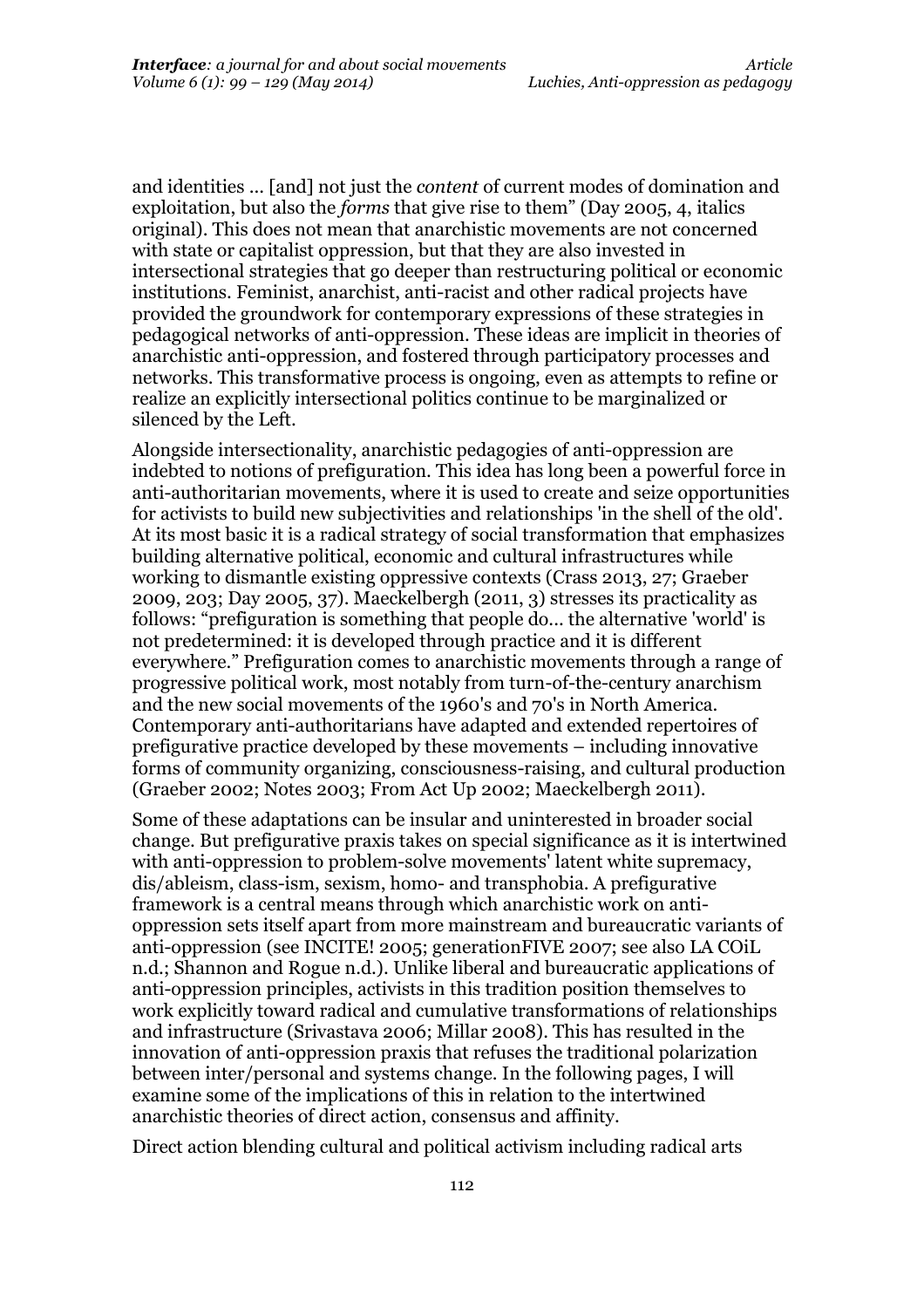and identities ... [and] not just the *content* of current modes of domination and exploitation, but also the *forms* that give rise to them" (Day 2005, 4, italics original). This does not mean that anarchistic movements are not concerned with state or capitalist oppression, but that they are also invested in intersectional strategies that go deeper than restructuring political or economic institutions. Feminist, anarchist, anti-racist and other radical projects have provided the groundwork for contemporary expressions of these strategies in pedagogical networks of anti-oppression. These ideas are implicit in theories of anarchistic anti-oppression, and fostered through participatory processes and networks. This transformative process is ongoing, even as attempts to refine or realize an explicitly intersectional politics continue to be marginalized or silenced by the Left.

Alongside intersectionality, anarchistic pedagogies of anti-oppression are indebted to notions of prefiguration. This idea has long been a powerful force in anti-authoritarian movements, where it is used to create and seize opportunities for activists to build new subjectivities and relationships 'in the shell of the old'. At its most basic it is a radical strategy of social transformation that emphasizes building alternative political, economic and cultural infrastructures while working to dismantle existing oppressive contexts (Crass 2013, 27; Graeber 2009, 203; Day 2005, 37). Maeckelbergh (2011, 3) stresses its practicality as follows: "prefiguration is something that people do... the alternative 'world' is not predetermined: it is developed through practice and it is different everywhere." Prefiguration comes to anarchistic movements through a range of progressive political work, most notably from turn-of-the-century anarchism and the new social movements of the 1960's and 70's in North America. Contemporary anti-authoritarians have adapted and extended repertoires of prefigurative practice developed by these movements – including innovative forms of community organizing, consciousness-raising, and cultural production (Graeber 2002; Notes 2003; From Act Up 2002; Maeckelbergh 2011).

Some of these adaptations can be insular and uninterested in broader social change. But prefigurative praxis takes on special significance as it is intertwined with anti-oppression to problem-solve movements' latent white supremacy, dis/ableism, class-ism, sexism, homo- and transphobia. A prefigurative framework is a central means through which anarchistic work on anti-oppression sets itself apart from more mainstream and bureaucratic variants of anti-oppression (see INCITE! 2005; generationFIVE 2007; see also LA COiL n.d.; Shannon and Rogue n.d.). Unlike liberal and bureaucratic applications of anti-oppression principles, activists in this tradition position themselves to work explicitly toward radical and cumulative transformations of relationships and infrastructure (Srivastava 2006; Millar 2008). This has resulted in the innovation of anti-oppression praxis that refuses the traditional polarization between inter/personal and systems change. In the following pages, I will examine some of the implications of this in relation to the intertwined anarchistic theories of direct action, consensus and affinity.

Direct action blending cultural and political activism including radical arts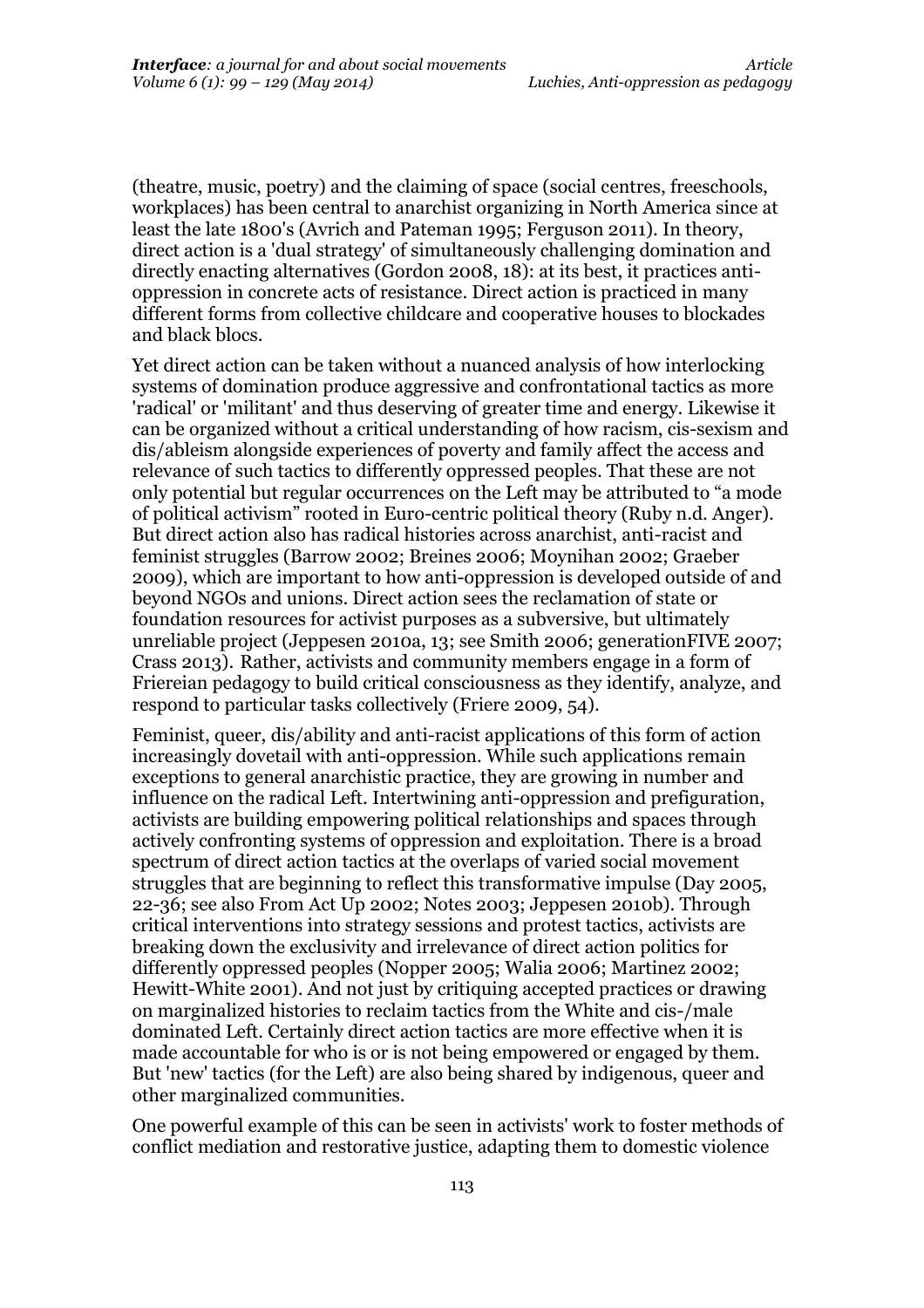(theatre, music, poetry) and the claiming of space (social centres, freeschools, workplaces) has been central to anarchist organizing in North America since at least the late 1800's (Avrich and Pateman 1995; Ferguson 2011). In theory, direct action is a 'dual strategy' of simultaneously challenging domination and directly enacting alternatives (Gordon 2008, 18): at its best, it practices anti-oppression in concrete acts of resistance. Direct action is practiced in many different forms from collective childcare and cooperative houses to blockades and black blocs.

Yet direct action can be taken without a nuanced analysis of how interlocking systems of domination produce aggressive and confrontational tactics as more 'radical' or 'militant' and thus deserving of greater time and energy. Likewise it can be organized without a critical understanding of how racism, cis-sexism and dis/ableism alongside experiences of poverty and family affect the access and relevance of such tactics to differently oppressed peoples. That these are not only potential but regular occurrences on the Left may be attributed to "a mode of political activism" rooted in Euro-centric political theory (Ruby n.d. Anger). But direct action also has radical histories across anarchist, anti-racist and feminist struggles (Barrow 2002; Breines 2006; Moynihan 2002; Graeber 2009), which are important to how anti-oppression is developed outside of and beyond NGOs and unions. Direct action sees the reclamation of state or foundation resources for activist purposes as a subversive, but ultimately unreliable project (Jeppesen 2010a, 13; see Smith 2006; generationFIVE 2007; Crass 2013). Rather, activists and community members engage in a form of Friereian pedagogy to build critical consciousness as they identify, analyze, and respond to particular tasks collectively (Friere 2009, 54).

Feminist, queer, dis/ability and anti-racist applications of this form of action increasingly dovetail with anti-oppression. While such applications remain exceptions to general anarchistic practice, they are growing in number and influence on the radical Left. Intertwining anti-oppression and prefiguration, activists are building empowering political relationships and spaces through actively confronting systems of oppression and exploitation. There is a broad spectrum of direct action tactics at the overlaps of varied social movement struggles that are beginning to reflect this transformative impulse (Day 2005, 22-36; see also From Act Up 2002; Notes 2003; Jeppesen 2010b). Through critical interventions into strategy sessions and protest tactics, activists are breaking down the exclusivity and irrelevance of direct action politics for differently oppressed peoples (Nopper 2005; Walia 2006; Martinez 2002; Hewitt-White 2001). And not just by critiquing accepted practices or drawing on marginalized histories to reclaim tactics from the White and cis-/male dominated Left. Certainly direct action tactics are more effective when it is made accountable for who is or is not being empowered or engaged by them. But 'new' tactics (for the Left) are also being shared by indigenous, queer and other marginalized communities.

One powerful example of this can be seen in activists' work to foster methods of conflict mediation and restorative justice, adapting them to domestic violence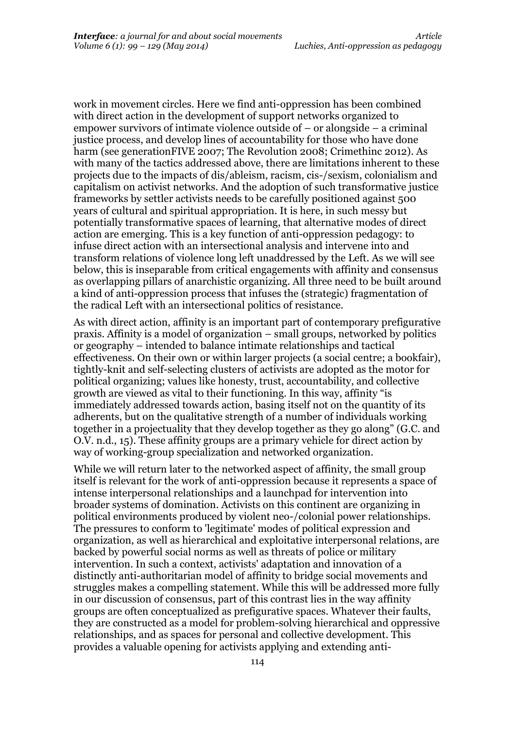work in movement circles. Here we find anti-oppression has been combined with direct action in the development of support networks organized to empower survivors of intimate violence outside of – or alongside – a criminal justice process, and develop lines of accountability for those who have done harm (see generationFIVE 2007; The Revolution 2008; Crimethinc 2012). As with many of the tactics addressed above, there are limitations inherent to these projects due to the impacts of dis/ableism, racism, cis-/sexism, colonialism and capitalism on activist networks. And the adoption of such transformative justice frameworks by settler activists needs to be carefully positioned against 500 years of cultural and spiritual appropriation. It is here, in such messy but potentially transformative spaces of learning, that alternative modes of direct action are emerging. This is a key function of anti-oppression pedagogy: to infuse direct action with an intersectional analysis and intervene into and transform relations of violence long left unaddressed by the Left. As we will see below, this is inseparable from critical engagements with affinity and consensus as overlapping pillars of anarchistic organizing. All three need to be built around a kind of anti-oppression process that infuses the (strategic) fragmentation of the radical Left with an intersectional politics of resistance.

As with direct action, affinity is an important part of contemporary prefigurative praxis. Affinity is a model of organization – small groups, networked by politics or geography – intended to balance intimate relationships and tactical effectiveness. On their own or within larger projects (a social centre; a bookfair), tightly-knit and self-selecting clusters of activists are adopted as the motor for political organizing; values like honesty, trust, accountability, and collective growth are viewed as vital to their functioning. In this way, affinity "is immediately addressed towards action, basing itself not on the quantity of its adherents, but on the qualitative strength of a number of individuals working together in a projectuality that they develop together as they go along" (G.C. and O.V. n.d., 15). These affinity groups are a primary vehicle for direct action by way of working-group specialization and networked organization.

While we will return later to the networked aspect of affinity, the small group itself is relevant for the work of anti-oppression because it represents a space of intense interpersonal relationships and a launchpad for intervention into broader systems of domination. Activists on this continent are organizing in political environments produced by violent neo-/colonial power relationships. The pressures to conform to 'legitimate' modes of political expression and organization, as well as hierarchical and exploitative interpersonal relations, are backed by powerful social norms as well as threats of police or military intervention. In such a context, activists' adaptation and innovation of a distinctly anti-authoritarian model of affinity to bridge social movements and struggles makes a compelling statement. While this will be addressed more fully in our discussion of consensus, part of this contrast lies in the way affinity groups are often conceptualized as prefigurative spaces. Whatever their faults, they are constructed as a model for problem-solving hierarchical and oppressive relationships, and as spaces for personal and collective development. This provides a valuable opening for activists applying and extending anti-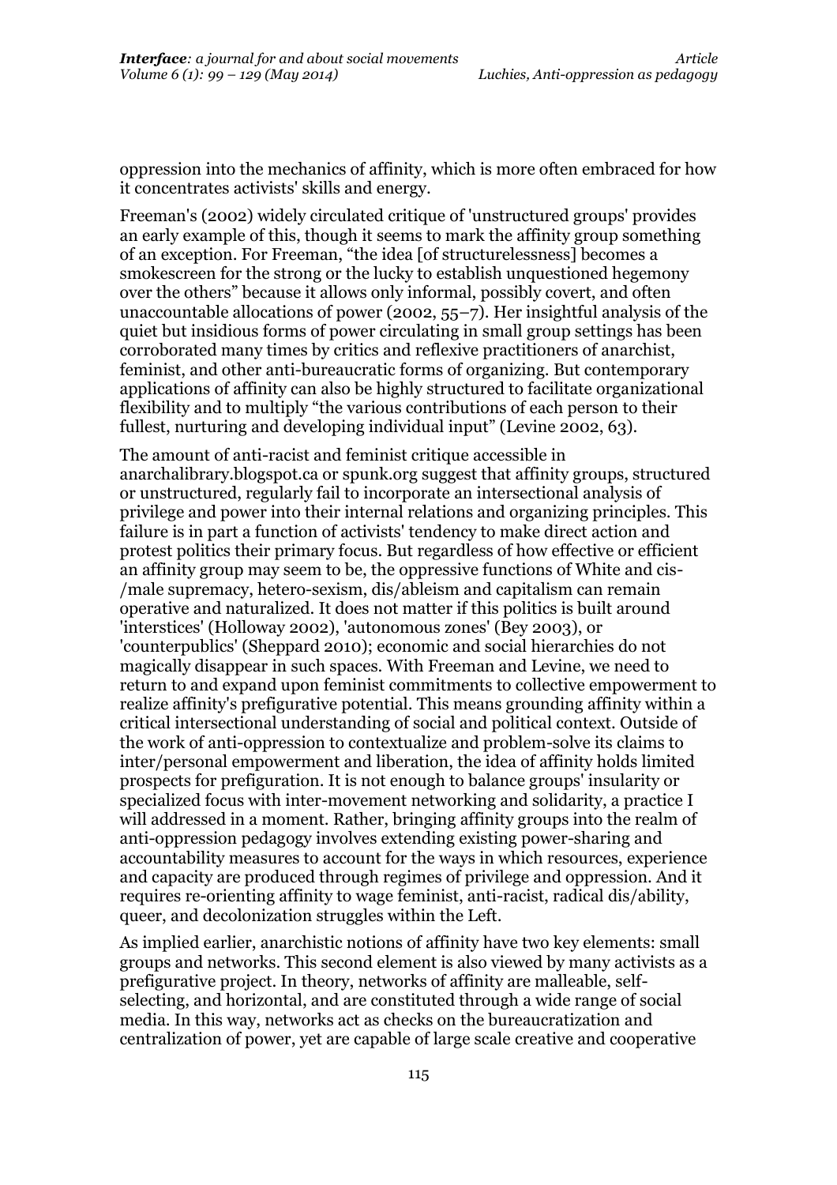oppression into the mechanics of affinity, which is more often embraced for how it concentrates activists' skills and energy.

Freeman's (2002) widely circulated critique of 'unstructured groups' provides an early example of this, though it seems to mark the affinity group something of an exception. For Freeman, "the idea [of structurelessness] becomes a smokescreen for the strong or the lucky to establish unquestioned hegemony over the others" because it allows only informal, possibly covert, and often unaccountable allocations of power (2002, 55–7). Her insightful analysis of the quiet but insidious forms of power circulating in small group settings has been corroborated many times by critics and reflexive practitioners of anarchist, feminist, and other anti-bureaucratic forms of organizing. But contemporary applications of affinity can also be highly structured to facilitate organizational flexibility and to multiply "the various contributions of each person to their fullest, nurturing and developing individual input" (Levine 2002, 63).

The amount of anti-racist and feminist critique accessible in anarchalibrary.blogspot.ca or spunk.org suggest that affinity groups, structured or unstructured, regularly fail to incorporate an intersectional analysis of privilege and power into their internal relations and organizing principles. This failure is in part a function of activists' tendency to make direct action and protest politics their primary focus. But regardless of how effective or efficient an affinity group may seem to be, the oppressive functions of White and cis-/male supremacy, hetero-sexism, dis/ableism and capitalism can remain operative and naturalized. It does not matter if this politics is built around 'interstices' (Holloway 2002), 'autonomous zones' (Bey 2003), or 'counterpublics' (Sheppard 2010); economic and social hierarchies do not magically disappear in such spaces. With Freeman and Levine, we need to return to and expand upon feminist commitments to collective empowerment to realize affinity's prefigurative potential. This means grounding affinity within a critical intersectional understanding of social and political context. Outside of the work of anti-oppression to contextualize and problem-solve its claims to inter/personal empowerment and liberation, the idea of affinity holds limited prospects for prefiguration. It is not enough to balance groups' insularity or specialized focus with inter-movement networking and solidarity, a practice I will addressed in a moment. Rather, bringing affinity groups into the realm of anti-oppression pedagogy involves extending existing power-sharing and accountability measures to account for the ways in which resources, experience and capacity are produced through regimes of privilege and oppression. And it requires re-orienting affinity to wage feminist, anti-racist, radical dis/ability, queer, and decolonization struggles within the Left.

As implied earlier, anarchistic notions of affinity have two key elements: small groups and networks. This second element is also viewed by many activists as a prefigurative project. In theory, networks of affinity are malleable, self-selecting, and horizontal, and are constituted through a wide range of social media. In this way, networks act as checks on the bureaucratization and centralization of power, yet are capable of large scale creative and cooperative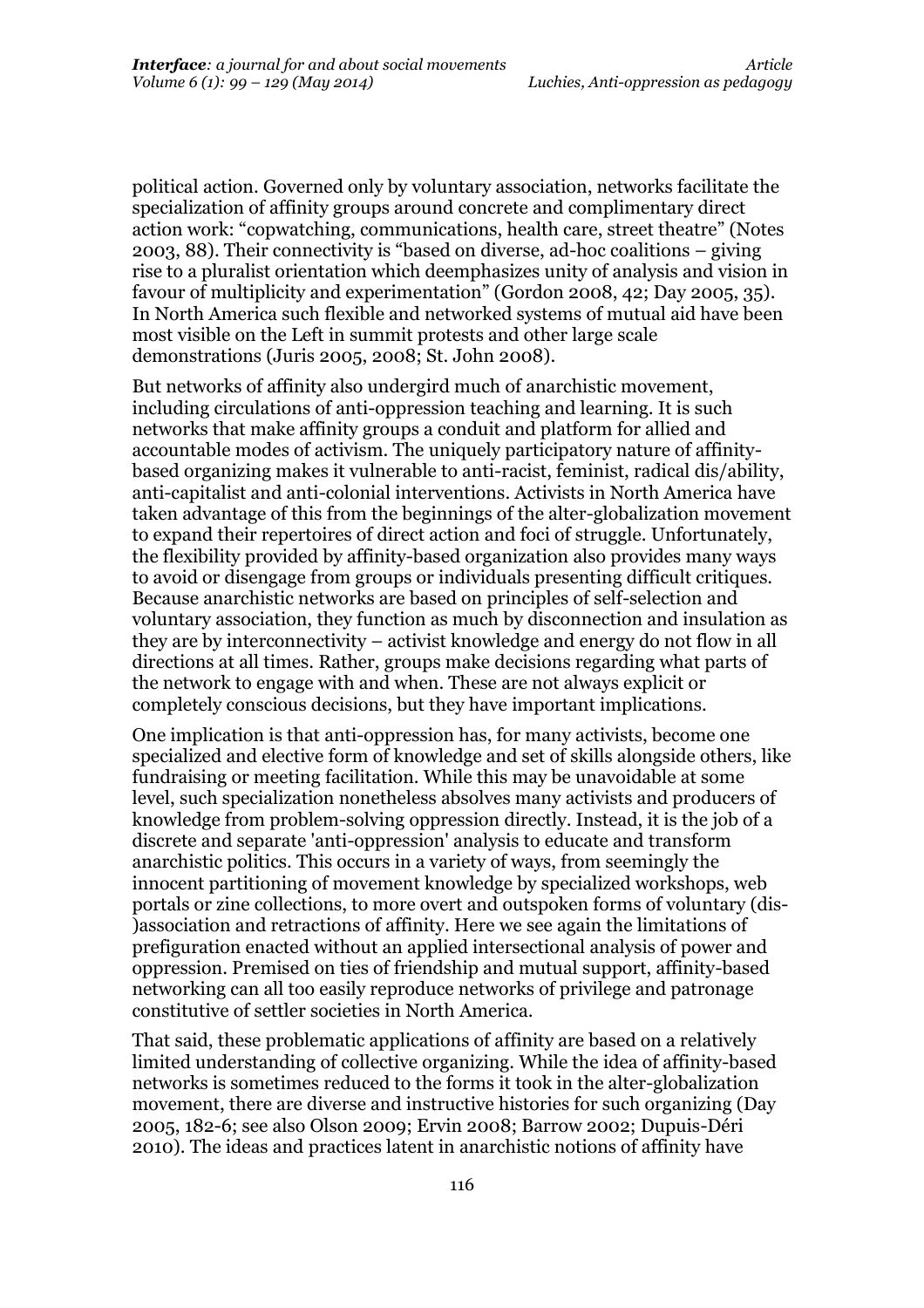political action. Governed only by voluntary association, networks facilitate the specialization of affinity groups around concrete and complimentary direct action work: "copwatching, communications, health care, street theatre" (Notes 2003, 88). Their connectivity is "based on diverse, ad-hoc coalitions – giving rise to a pluralist orientation which deemphasizes unity of analysis and vision in favour of multiplicity and experimentation" (Gordon 2008, 42; Day 2005, 35). In North America such flexible and networked systems of mutual aid have been most visible on the Left in summit protests and other large scale demonstrations (Juris 2005, 2008; St. John 2008).

But networks of affinity also undergird much of anarchistic movement, including circulations of anti-oppression teaching and learning. It is such networks that make affinity groups a conduit and platform for allied and accountable modes of activism. The uniquely participatory nature of affinity-based organizing makes it vulnerable to anti-racist, feminist, radical dis/ability, anti-capitalist and anti-colonial interventions. Activists in North America have taken advantage of this from the beginnings of the alter-globalization movement to expand their repertoires of direct action and foci of struggle. Unfortunately, the flexibility provided by affinity-based organization also provides many ways to avoid or disengage from groups or individuals presenting difficult critiques. Because anarchistic networks are based on principles of self-selection and voluntary association, they function as much by disconnection and insulation as they are by interconnectivity – activist knowledge and energy do not flow in all directions at all times. Rather, groups make decisions regarding what parts of the network to engage with and when. These are not always explicit or completely conscious decisions, but they have important implications.

One implication is that anti-oppression has, for many activists, become one specialized and elective form of knowledge and set of skills alongside others, like fundraising or meeting facilitation. While this may be unavoidable at some level, such specialization nonetheless absolves many activists and producers of knowledge from problem-solving oppression directly. Instead, it is the job of a discrete and separate 'anti-oppression' analysis to educate and transform anarchistic politics. This occurs in a variety of ways, from seemingly the innocent partitioning of movement knowledge by specialized workshops, web portals or zine collections, to more overt and outspoken forms of voluntary (dis-)association and retractions of affinity. Here we see again the limitations of prefiguration enacted without an applied intersectional analysis of power and oppression. Premised on ties of friendship and mutual support, affinity-based networking can all too easily reproduce networks of privilege and patronage constitutive of settler societies in North America.

That said, these problematic applications of affinity are based on a relatively limited understanding of collective organizing. While the idea of affinity-based networks is sometimes reduced to the forms it took in the alter-globalization movement, there are diverse and instructive histories for such organizing (Day 2005, 182-6; see also Olson 2009; Ervin 2008; Barrow 2002; Dupuis-Déri 2010). The ideas and practices latent in anarchistic notions of affinity have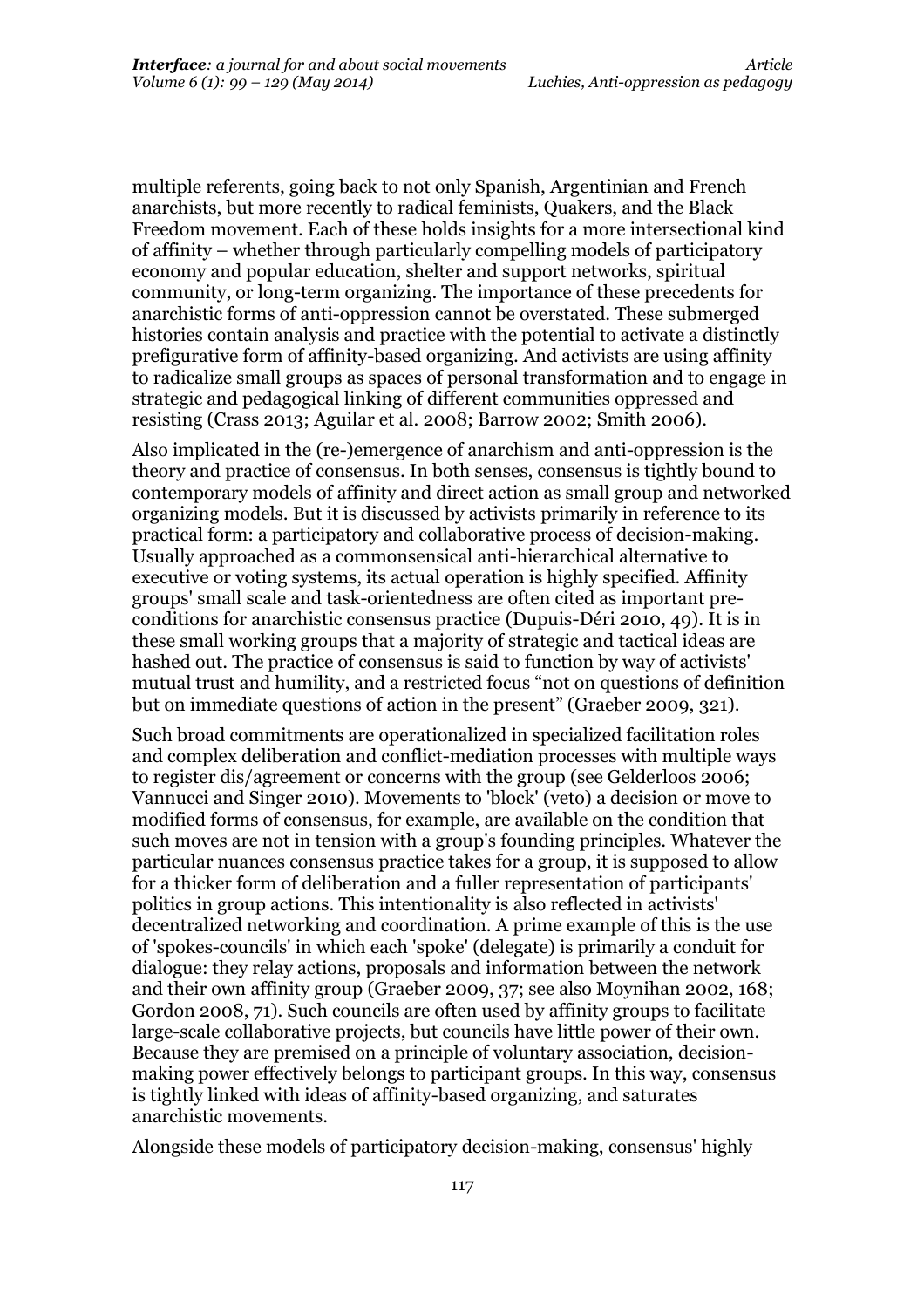multiple referents, going back to not only Spanish, Argentinian and French anarchists, but more recently to radical feminists, Quakers, and the Black Freedom movement. Each of these holds insights for a more intersectional kind of affinity – whether through particularly compelling models of participatory economy and popular education, shelter and support networks, spiritual community, or long-term organizing. The importance of these precedents for anarchistic forms of anti-oppression cannot be overstated. These submerged histories contain analysis and practice with the potential to activate a distinctly prefigurative form of affinity-based organizing. And activists are using affinity to radicalize small groups as spaces of personal transformation and to engage in strategic and pedagogical linking of different communities oppressed and resisting (Crass 2013; Aguilar et al. 2008; Barrow 2002; Smith 2006).

Also implicated in the (re-)emergence of anarchism and anti-oppression is the theory and practice of consensus. In both senses, consensus is tightly bound to contemporary models of affinity and direct action as small group and networked organizing models. But it is discussed by activists primarily in reference to its practical form: a participatory and collaborative process of decision-making. Usually approached as a commonsensical anti-hierarchical alternative to executive or voting systems, its actual operation is highly specified. Affinity groups' small scale and task-orientedness are often cited as important pre-conditions for anarchistic consensus practice (Dupuis-Déri 2010, 49). It is in these small working groups that a majority of strategic and tactical ideas are hashed out. The practice of consensus is said to function by way of activists' mutual trust and humility, and a restricted focus "not on questions of definition but on immediate questions of action in the present" (Graeber 2009, 321).

Such broad commitments are operationalized in specialized facilitation roles and complex deliberation and conflict-mediation processes with multiple ways to register dis/agreement or concerns with the group (see Gelderloos 2006; Vannucci and Singer 2010). Movements to 'block' (veto) a decision or move to modified forms of consensus, for example, are available on the condition that such moves are not in tension with a group's founding principles. Whatever the particular nuances consensus practice takes for a group, it is supposed to allow for a thicker form of deliberation and a fuller representation of participants' politics in group actions. This intentionality is also reflected in activists' decentralized networking and coordination. A prime example of this is the use of 'spokes-councils' in which each 'spoke' (delegate) is primarily a conduit for dialogue: they relay actions, proposals and information between the network and their own affinity group (Graeber 2009, 37; see also Moynihan 2002, 168; Gordon 2008, 71). Such councils are often used by affinity groups to facilitate large-scale collaborative projects, but councils have little power of their own. Because they are premised on a principle of voluntary association, decision-making power effectively belongs to participant groups. In this way, consensus is tightly linked with ideas of affinity-based organizing, and saturates anarchistic movements.

Alongside these models of participatory decision-making, consensus' highly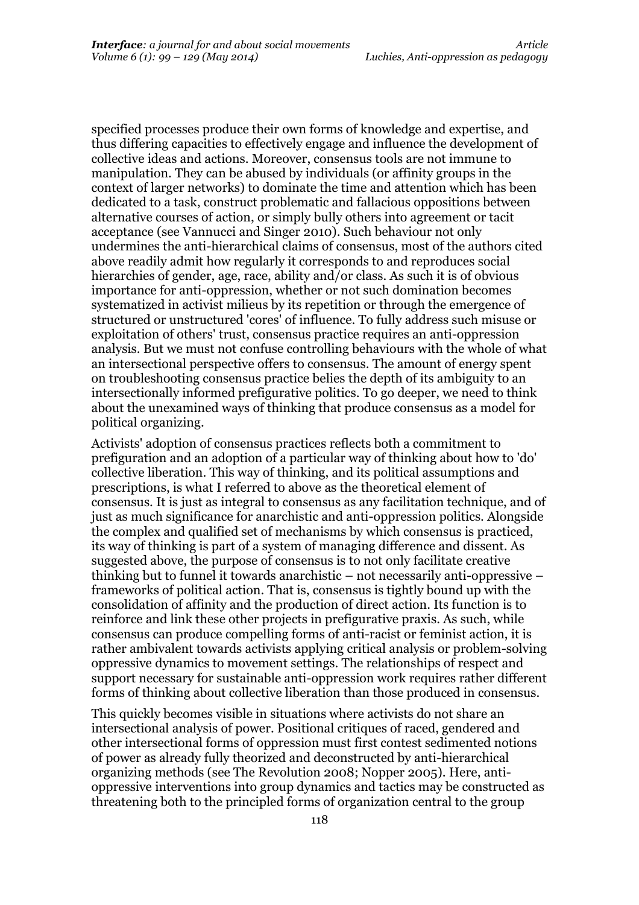specified processes produce their own forms of knowledge and expertise, and thus differing capacities to effectively engage and influence the development of collective ideas and actions. Moreover, consensus tools are not immune to manipulation. They can be abused by individuals (or affinity groups in the context of larger networks) to dominate the time and attention which has been dedicated to a task, construct problematic and fallacious oppositions between alternative courses of action, or simply bully others into agreement or tacit acceptance (see Vannucci and Singer 2010). Such behaviour not only undermines the anti-hierarchical claims of consensus, most of the authors cited above readily admit how regularly it corresponds to and reproduces social hierarchies of gender, age, race, ability and/or class. As such it is of obvious importance for anti-oppression, whether or not such domination becomes systematized in activist milieus by its repetition or through the emergence of structured or unstructured 'cores' of influence. To fully address such misuse or exploitation of others' trust, consensus practice requires an anti-oppression analysis. But we must not confuse controlling behaviours with the whole of what an intersectional perspective offers to consensus. The amount of energy spent on troubleshooting consensus practice belies the depth of its ambiguity to an intersectionally informed prefigurative politics. To go deeper, we need to think about the unexamined ways of thinking that produce consensus as a model for political organizing.

Activists' adoption of consensus practices reflects both a commitment to prefiguration and an adoption of a particular way of thinking about how to 'do' collective liberation. This way of thinking, and its political assumptions and prescriptions, is what I referred to above as the theoretical element of consensus. It is just as integral to consensus as any facilitation technique, and of just as much significance for anarchistic and anti-oppression politics. Alongside the complex and qualified set of mechanisms by which consensus is practiced, its way of thinking is part of a system of managing difference and dissent. As suggested above, the purpose of consensus is to not only facilitate creative thinking but to funnel it towards anarchistic – not necessarily anti-oppressive – frameworks of political action. That is, consensus is tightly bound up with the consolidation of affinity and the production of direct action. Its function is to reinforce and link these other projects in prefigurative praxis. As such, while consensus can produce compelling forms of anti-racist or feminist action, it is rather ambivalent towards activists applying critical analysis or problem-solving oppressive dynamics to movement settings. The relationships of respect and support necessary for sustainable anti-oppression work requires rather different forms of thinking about collective liberation than those produced in consensus.

This quickly becomes visible in situations where activists do not share an intersectional analysis of power. Positional critiques of raced, gendered and other intersectional forms of oppression must first contest sedimented notions of power as already fully theorized and deconstructed by anti-hierarchical organizing methods (see The Revolution 2008; Nopper 2005). Here, anti-oppressive interventions into group dynamics and tactics may be constructed as threatening both to the principled forms of organization central to the group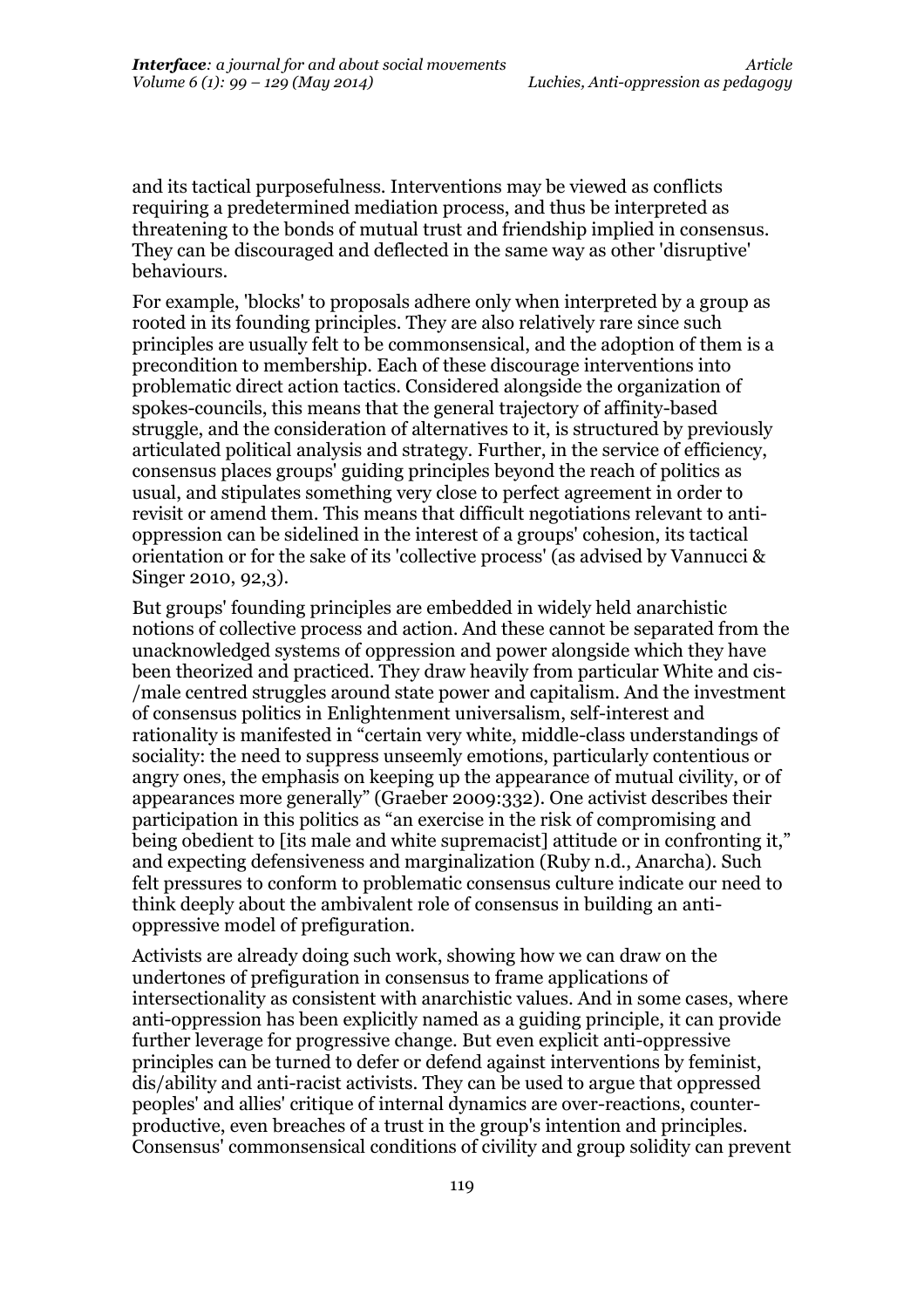and its tactical purposefulness. Interventions may be viewed as conflicts requiring a predetermined mediation process, and thus be interpreted as threatening to the bonds of mutual trust and friendship implied in consensus. They can be discouraged and deflected in the same way as other 'disruptive' behaviours.

For example, 'blocks' to proposals adhere only when interpreted by a group as rooted in its founding principles. They are also relatively rare since such principles are usually felt to be commonsensical, and the adoption of them is a precondition to membership. Each of these discourage interventions into problematic direct action tactics. Considered alongside the organization of spokes-councils, this means that the general trajectory of affinity-based struggle, and the consideration of alternatives to it, is structured by previously articulated political analysis and strategy. Further, in the service of efficiency, consensus places groups' guiding principles beyond the reach of politics as usual, and stipulates something very close to perfect agreement in order to revisit or amend them. This means that difficult negotiations relevant to anti-oppression can be sidelined in the interest of a groups' cohesion, its tactical orientation or for the sake of its 'collective process' (as advised by Vannucci & Singer 2010, 92,3).

But groups' founding principles are embedded in widely held anarchistic notions of collective process and action. And these cannot be separated from the unacknowledged systems of oppression and power alongside which they have been theorized and practiced. They draw heavily from particular White and cis-/male centred struggles around state power and capitalism. And the investment of consensus politics in Enlightenment universalism, self-interest and rationality is manifested in "certain very white, middle-class understandings of sociality: the need to suppress unseemly emotions, particularly contentious or angry ones, the emphasis on keeping up the appearance of mutual civility, or of appearances more generally" (Graeber 2009:332). One activist describes their participation in this politics as "an exercise in the risk of compromising and being obedient to [its male and white supremacist] attitude or in confronting it," and expecting defensiveness and marginalization (Ruby n.d., Anarcha). Such felt pressures to conform to problematic consensus culture indicate our need to think deeply about the ambivalent role of consensus in building an anti-oppressive model of prefiguration.

Activists are already doing such work, showing how we can draw on the undertones of prefiguration in consensus to frame applications of intersectionality as consistent with anarchistic values. And in some cases, where anti-oppression has been explicitly named as a guiding principle, it can provide further leverage for progressive change. But even explicit anti-oppressive principles can be turned to defer or defend against interventions by feminist, dis/ability and anti-racist activists. They can be used to argue that oppressed peoples' and allies' critique of internal dynamics are over-reactions, counter-productive, even breaches of a trust in the group's intention and principles. Consensus' commonsensical conditions of civility and group solidity can prevent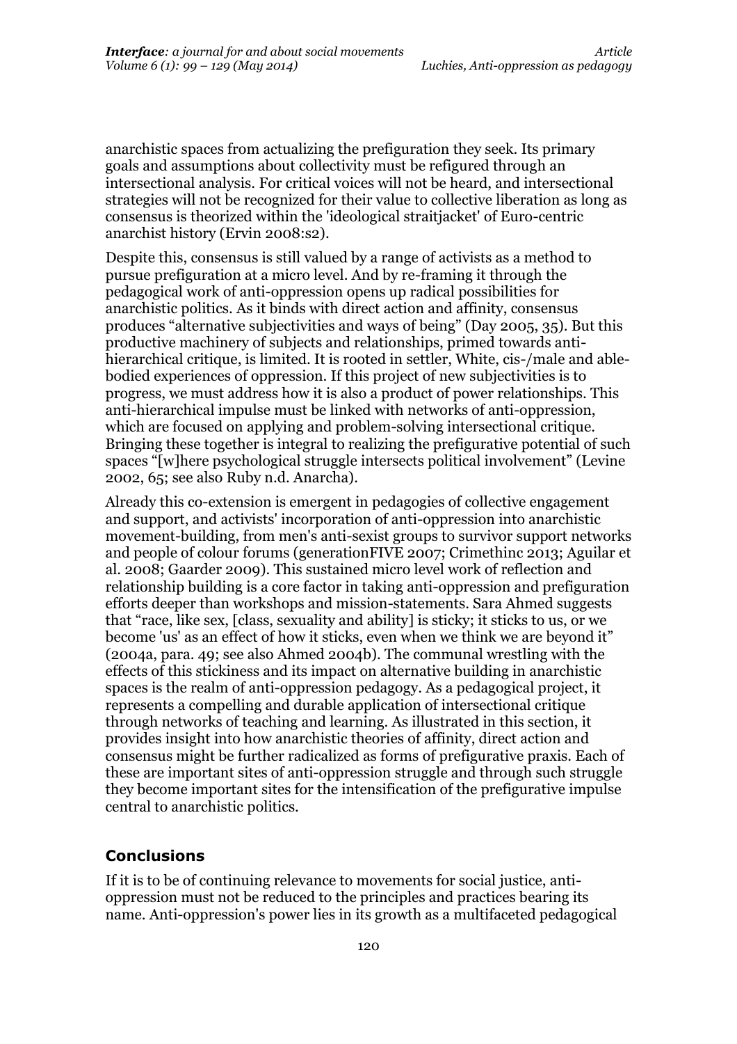anarchistic spaces from actualizing the prefiguration they seek. Its primary goals and assumptions about collectivity must be refigured through an intersectional analysis. For critical voices will not be heard, and intersectional strategies will not be recognized for their value to collective liberation as long as consensus is theorized within the 'ideological straitjacket' of Euro-centric anarchist history (Ervin 2008:s2).

Despite this, consensus is still valued by a range of activists as a method to pursue prefiguration at a micro level. And by re-framing it through the pedagogical work of anti-oppression opens up radical possibilities for anarchistic politics. As it binds with direct action and affinity, consensus produces "alternative subjectivities and ways of being" (Day 2005, 35). But this productive machinery of subjects and relationships, primed towards anti-hierarchical critique, is limited. It is rooted in settler, White, cis-/male and able-bodied experiences of oppression. If this project of new subjectivities is to progress, we must address how it is also a product of power relationships. This anti-hierarchical impulse must be linked with networks of anti-oppression, which are focused on applying and problem-solving intersectional critique. Bringing these together is integral to realizing the prefigurative potential of such spaces "[w]here psychological struggle intersects political involvement" (Levine 2002, 65; see also Ruby n.d. Anarcha).

Already this co-extension is emergent in pedagogies of collective engagement and support, and activists' incorporation of anti-oppression into anarchistic movement-building, from men's anti-sexist groups to survivor support networks and people of colour forums (generationFIVE 2007; Crimethinc 2013; Aguilar et al. 2008; Gaarder 2009). This sustained micro level work of reflection and relationship building is a core factor in taking anti-oppression and prefiguration efforts deeper than workshops and mission-statements. Sara Ahmed suggests that "race, like sex, [class, sexuality and ability] is sticky; it sticks to us, or we become 'us' as an effect of how it sticks, even when we think we are beyond it" (2004a, para. 49; see also Ahmed 2004b). The communal wrestling with the effects of this stickiness and its impact on alternative building in anarchistic spaces is the realm of anti-oppression pedagogy. As a pedagogical project, it represents a compelling and durable application of intersectional critique through networks of teaching and learning. As illustrated in this section, it provides insight into how anarchistic theories of affinity, direct action and consensus might be further radicalized as forms of prefigurative praxis. Each of these are important sites of anti-oppression struggle and through such struggle they become important sites for the intensification of the prefigurative impulse central to anarchistic politics.

## Conclusions

If it is to be of continuing relevance to movements for social justice, anti-oppression must not be reduced to the principles and practices bearing its name. Anti-oppression's power lies in its growth as a multifaceted pedagogical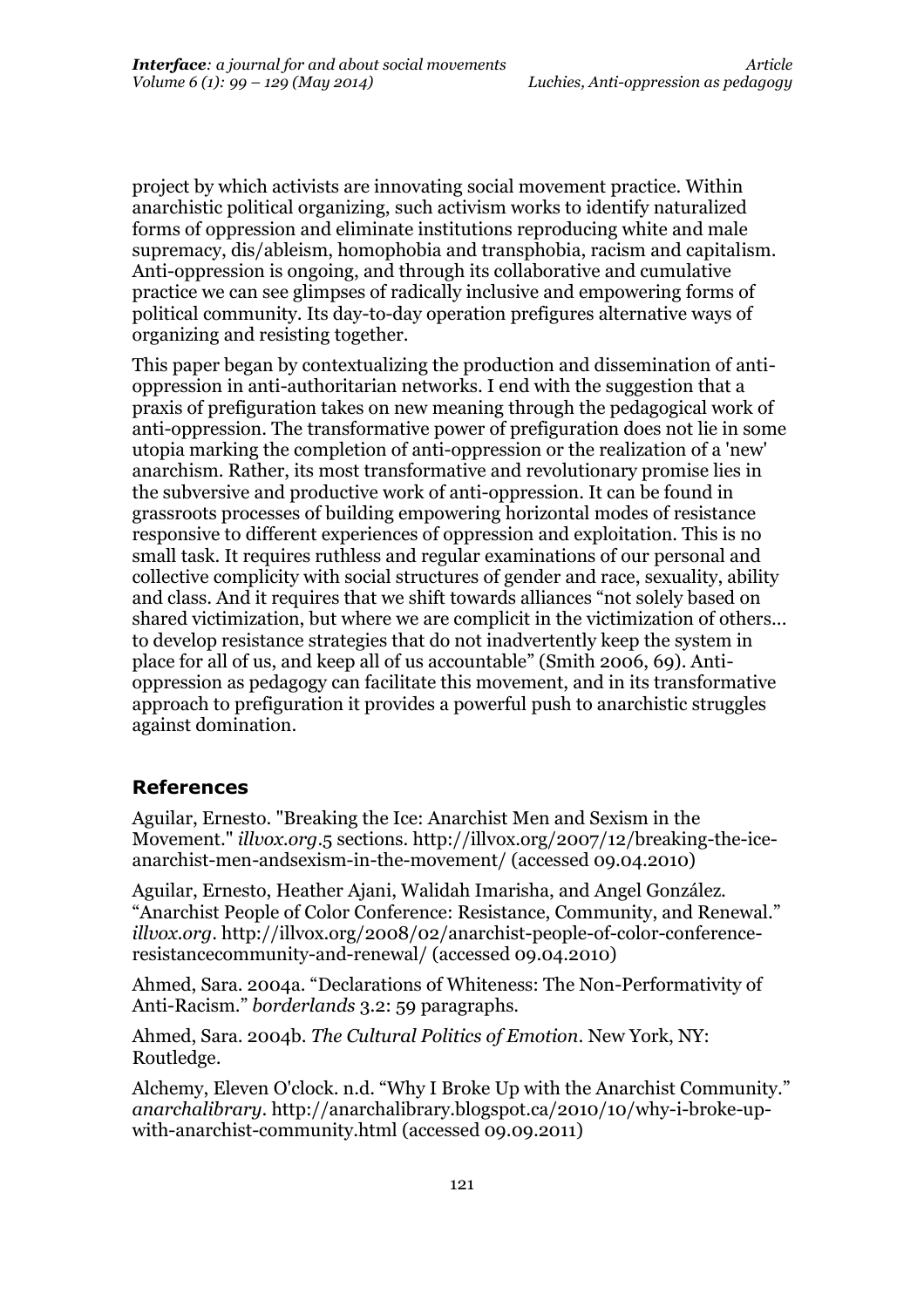project by which activists are innovating social movement practice. Within anarchistic political organizing, such activism works to identify naturalized forms of oppression and eliminate institutions reproducing white and male supremacy, dis/ableism, homophobia and transphobia, racism and capitalism. Anti-oppression is ongoing, and through its collaborative and cumulative practice we can see glimpses of radically inclusive and empowering forms of political community. Its day-to-day operation prefigures alternative ways of organizing and resisting together.

This paper began by contextualizing the production and dissemination of anti-oppression in anti-authoritarian networks. I end with the suggestion that a praxis of prefiguration takes on new meaning through the pedagogical work of anti-oppression. The transformative power of prefiguration does not lie in some utopia marking the completion of anti-oppression or the realization of a 'new' anarchism. Rather, its most transformative and revolutionary promise lies in the subversive and productive work of anti-oppression. It can be found in grassroots processes of building empowering horizontal modes of resistance responsive to different experiences of oppression and exploitation. This is no small task. It requires ruthless and regular examinations of our personal and collective complicity with social structures of gender and race, sexuality, ability and class. And it requires that we shift towards alliances "not solely based on shared victimization, but where we are complicit in the victimization of others... to develop resistance strategies that do not inadvertently keep the system in place for all of us, and keep all of us accountable" (Smith 2006, 69). Anti-oppression as pedagogy can facilitate this movement, and in its transformative approach to prefiguration it provides a powerful push to anarchistic struggles against domination.

## References

Aguilar, Ernesto. "Breaking the Ice: Anarchist Men and Sexism in the Movement." *illvox.org*.5 sections. http://illvox.org/2007/12/breaking-the-ice-anarchist-men-andsexism-in-the-movement/ (accessed 09.04.2010)

Aguilar, Ernesto, Heather Ajani, Walidah Imarisha, and Angel González. "Anarchist People of Color Conference: Resistance, Community, and Renewal." *illvox.org*. http://illvox.org/2008/02/anarchist-people-of-color-conference-resistancecommunity-and-renewal/ (accessed 09.04.2010)

Ahmed, Sara. 2004a. "Declarations of Whiteness: The Non-Performativity of Anti-Racism." *borderlands* 3.2: 59 paragraphs.

Ahmed, Sara. 2004b. *The Cultural Politics of Emotion*. New York, NY: Routledge.

Alchemy, Eleven O'clock. n.d. "Why I Broke Up with the Anarchist Community." *anarchalibrary*. http://anarchalibrary.blogspot.ca/2010/10/why-i-broke-up-with-anarchist-community.html (accessed 09.09.2011)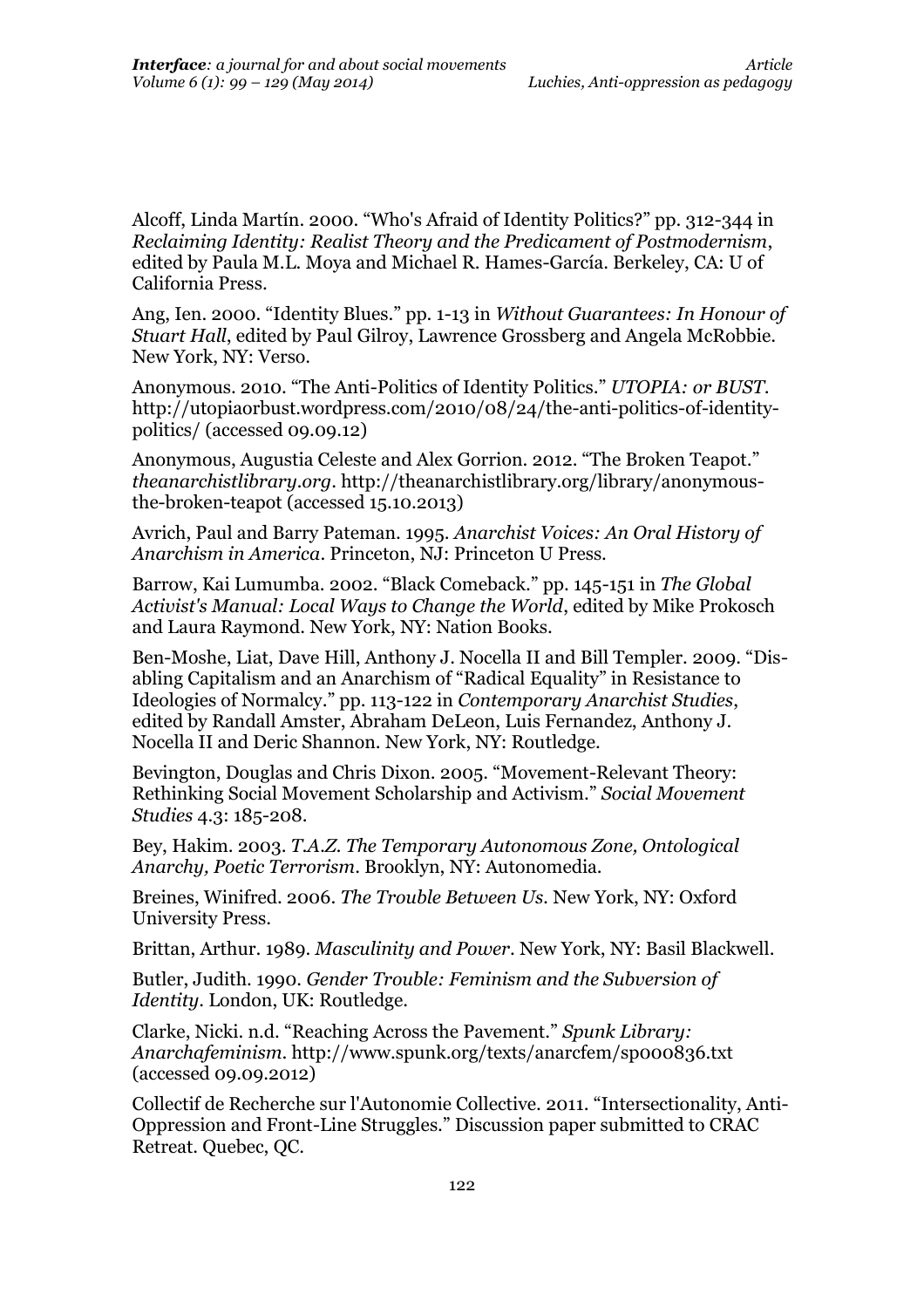Alcoff, Linda Martín. 2000. "Who's Afraid of Identity Politics?" pp. 312-344 in *Reclaiming Identity: Realist Theory and the Predicament of Postmodernism*, edited by Paula M.L. Moya and Michael R. Hames-García. Berkeley, CA: U of California Press.

Ang, Ien. 2000. "Identity Blues." pp. 1-13 in *Without Guarantees: In Honour of Stuart Hall*, edited by Paul Gilroy, Lawrence Grossberg and Angela McRobbie. New York, NY: Verso.

Anonymous. 2010. "The Anti-Politics of Identity Politics." *UTOPIA: or BUST*. http://utopiaorbust.wordpress.com/2010/08/24/the-anti-politics-of-identity-politics/ (accessed 09.09.12)

Anonymous, Augustia Celeste and Alex Gorrion. 2012. "The Broken Teapot." *theanarchistlibrary.org*. http://theanarchistlibrary.org/library/anonymous-the-broken-teapot (accessed 15.10.2013)

Avrich, Paul and Barry Pateman. 1995. *Anarchist Voices: An Oral History of Anarchism in America*. Princeton, NJ: Princeton U Press.

Barrow, Kai Lumumba. 2002. "Black Comeback." pp. 145-151 in *The Global Activist's Manual: Local Ways to Change the World*, edited by Mike Prokosch and Laura Raymond. New York, NY: Nation Books.

Ben-Moshe, Liat, Dave Hill, Anthony J. Nocella II and Bill Templer. 2009. "Dis-abling Capitalism and an Anarchism of "Radical Equality" in Resistance to Ideologies of Normalcy." pp. 113-122 in *Contemporary Anarchist Studies*, edited by Randall Amster, Abraham DeLeon, Luis Fernandez, Anthony J. Nocella II and Deric Shannon. New York, NY: Routledge.

Bevington, Douglas and Chris Dixon. 2005. "Movement-Relevant Theory: Rethinking Social Movement Scholarship and Activism." *Social Movement Studies* 4.3: 185-208.

Bey, Hakim. 2003. *T.A.Z. The Temporary Autonomous Zone, Ontological Anarchy, Poetic Terrorism*. Brooklyn, NY: Autonomedia.

Breines, Winifred. 2006. *The Trouble Between Us*. New York, NY: Oxford University Press.

Brittan, Arthur. 1989. *Masculinity and Power*. New York, NY: Basil Blackwell.

Butler, Judith. 1990. *Gender Trouble: Feminism and the Subversion of Identity*. London, UK: Routledge.

Clarke, Nicki. n.d. "Reaching Across the Pavement." *Spunk Library: Anarchafeminism*. http://www.spunk.org/texts/anarcfem/sp000836.txt (accessed 09.09.2012)

Collectif de Recherche sur l'Autonomie Collective. 2011. "Intersectionality, Anti-Oppression and Front-Line Struggles." Discussion paper submitted to CRAC Retreat. Quebec, QC.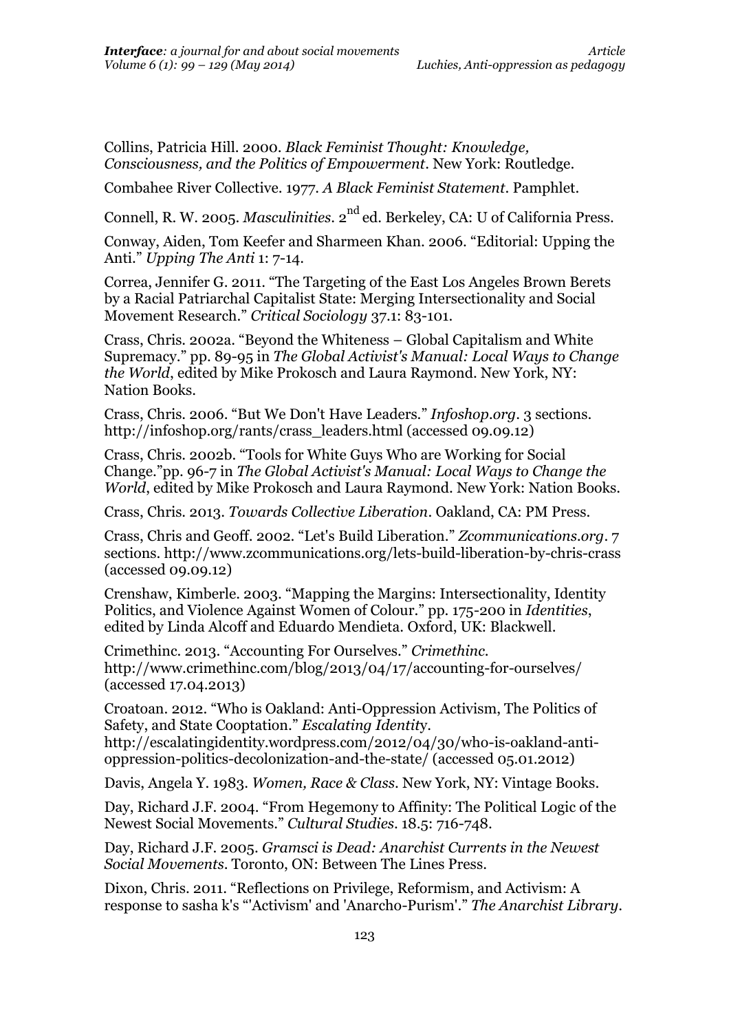Collins, Patricia Hill. 2000. *Black Feminist Thought: Knowledge, Consciousness, and the Politics of Empowerment*. New York: Routledge.

Combahee River Collective. 1977. *A Black Feminist Statement*. Pamphlet.

Connell, R. W. 2005. *Masculinities*. 2nd ed. Berkeley, CA: U of California Press.

Conway, Aiden, Tom Keefer and Sharmeen Khan. 2006. "Editorial: Upping the Anti." *Upping The Anti* 1: 7-14.

Correa, Jennifer G. 2011. "The Targeting of the East Los Angeles Brown Berets by a Racial Patriarchal Capitalist State: Merging Intersectionality and Social Movement Research." *Critical Sociology* 37.1: 83-101.

Crass, Chris. 2002a. "Beyond the Whiteness – Global Capitalism and White Supremacy." pp. 89-95 in *The Global Activist's Manual: Local Ways to Change the World*, edited by Mike Prokosch and Laura Raymond. New York, NY: Nation Books.

Crass, Chris. 2006. "But We Don't Have Leaders." *Infoshop.org*. 3 sections. http://infoshop.org/rants/crass_leaders.html (accessed 09.09.12)

Crass, Chris. 2002b. "Tools for White Guys Who are Working for Social Change."pp. 96-7 in *The Global Activist's Manual: Local Ways to Change the World*, edited by Mike Prokosch and Laura Raymond. New York: Nation Books.

Crass, Chris. 2013. *Towards Collective Liberation*. Oakland, CA: PM Press.

Crass, Chris and Geoff. 2002. "Let's Build Liberation." *Zcommunications.org*. 7 sections. http://www.zcommunications.org/lets-build-liberation-by-chris-crass (accessed 09.09.12)

Crenshaw, Kimberle. 2003. "Mapping the Margins: Intersectionality, Identity Politics, and Violence Against Women of Colour." pp. 175-200 in *Identities*, edited by Linda Alcoff and Eduardo Mendieta. Oxford, UK: Blackwell.

Crimethinc. 2013. "Accounting For Ourselves." *Crimethinc*. http://www.crimethinc.com/blog/2013/04/17/accounting-for-ourselves/ (accessed 17.04.2013)

Croatoan. 2012. "Who is Oakland: Anti-Oppression Activism, The Politics of Safety, and State Cooptation." *Escalating Identity*. http://escalatingidentity.wordpress.com/2012/04/30/who-is-oakland-anti-oppression-politics-decolonization-and-the-state/ (accessed 05.01.2012)

Davis, Angela Y. 1983. *Women, Race & Class*. New York, NY: Vintage Books.

Day, Richard J.F. 2004. "From Hegemony to Affinity: The Political Logic of the Newest Social Movements." *Cultural Studies*. 18.5: 716-748.

Day, Richard J.F. 2005. *Gramsci is Dead: Anarchist Currents in the Newest Social Movements*. Toronto, ON: Between The Lines Press.

Dixon, Chris. 2011. "Reflections on Privilege, Reformism, and Activism: A response to sasha k's "'Activism' and 'Anarcho-Purism'." *The Anarchist Library*.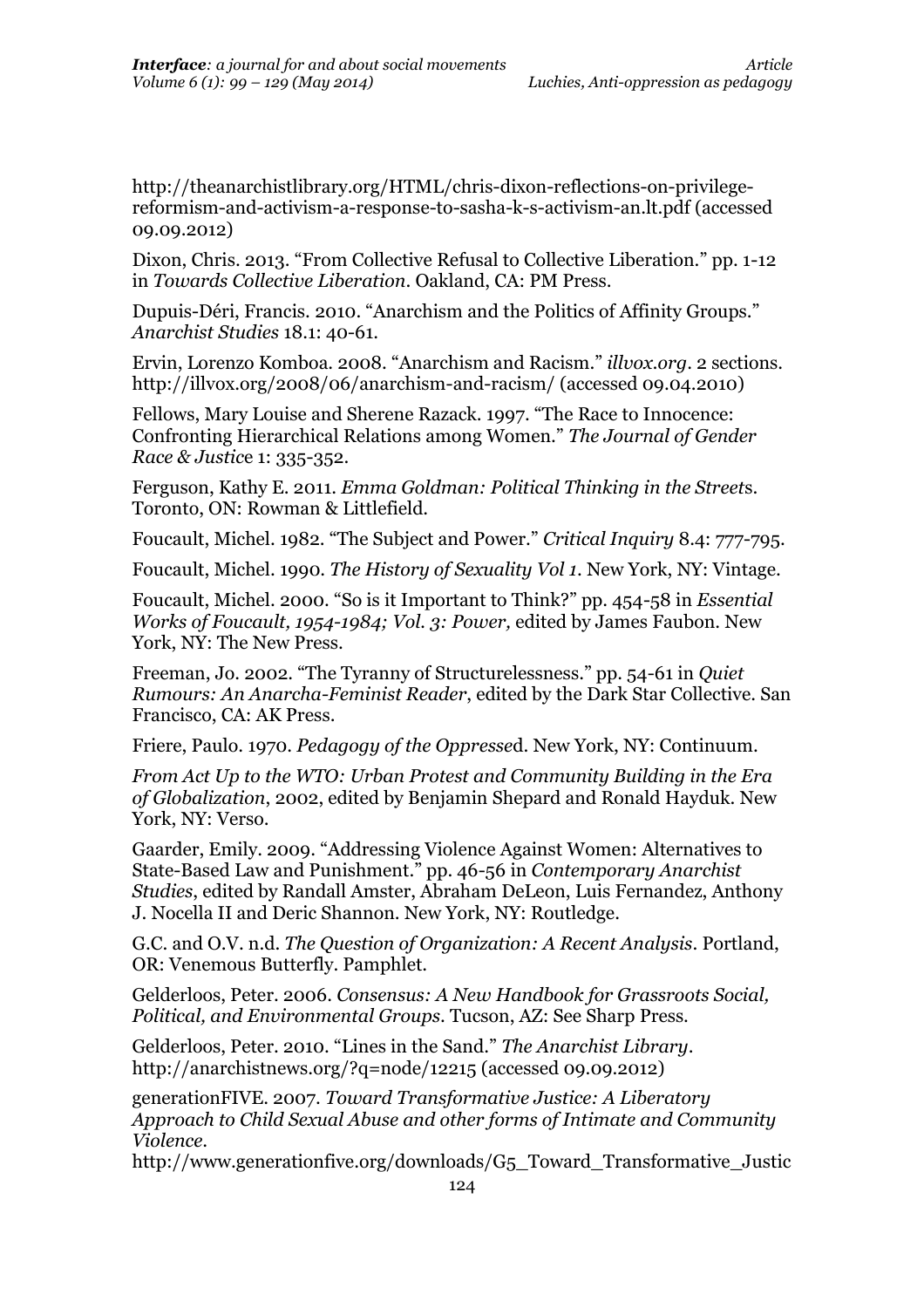http://theanarchistlibrary.org/HTML/chris-dixon-reflections-on-privilege-reformism-and-activism-a-response-to-sasha-k-s-activism-an.lt.pdf (accessed 09.09.2012)

Dixon, Chris. 2013. "From Collective Refusal to Collective Liberation." pp. 1-12 in *Towards Collective Liberation*. Oakland, CA: PM Press.

Dupuis-Déri, Francis. 2010. "Anarchism and the Politics of Affinity Groups." *Anarchist Studies* 18.1: 40-61.

Ervin, Lorenzo Komboa. 2008. "Anarchism and Racism." *illvox.org*. 2 sections. http://illvox.org/2008/06/anarchism-and-racism/ (accessed 09.04.2010)

Fellows, Mary Louise and Sherene Razack. 1997. "The Race to Innocence: Confronting Hierarchical Relations among Women." *The Journal of Gender Race & Justice* 1: 335-352.

Ferguson, Kathy E. 2011. *Emma Goldman: Political Thinking in the Streets*. Toronto, ON: Rowman & Littlefield.

Foucault, Michel. 1982. "The Subject and Power." *Critical Inquiry* 8.4: 777-795.

Foucault, Michel. 1990. *The History of Sexuality Vol 1*. New York, NY: Vintage.

Foucault, Michel. 2000. "So is it Important to Think?" pp. 454-58 in *Essential Works of Foucault, 1954-1984; Vol. 3: Power,* edited by James Faubon. New York, NY: The New Press.

Freeman, Jo. 2002. "The Tyranny of Structurelessness." pp. 54-61 in *Quiet Rumours: An Anarcha-Feminist Reader*, edited by the Dark Star Collective. San Francisco, CA: AK Press.

Friere, Paulo. 1970. *Pedagogy of the Oppressed*. New York, NY: Continuum.

*From Act Up to the WTO: Urban Protest and Community Building in the Era of Globalization*, 2002, edited by Benjamin Shepard and Ronald Hayduk. New York, NY: Verso.

Gaarder, Emily. 2009. "Addressing Violence Against Women: Alternatives to State-Based Law and Punishment." pp. 46-56 in *Contemporary Anarchist Studies*, edited by Randall Amster, Abraham DeLeon, Luis Fernandez, Anthony J. Nocella II and Deric Shannon. New York, NY: Routledge.

G.C. and O.V. n.d. *The Question of Organization: A Recent Analysis*. Portland, OR: Venemous Butterfly. Pamphlet.

Gelderloos, Peter. 2006. *Consensus: A New Handbook for Grassroots Social, Political, and Environmental Groups*. Tucson, AZ: See Sharp Press.

Gelderloos, Peter. 2010. "Lines in the Sand." *The Anarchist Library*. http://anarchistnews.org/?q=node/12215 (accessed 09.09.2012)

generationFIVE. 2007. *Toward Transformative Justice: A Liberatory Approach to Child Sexual Abuse and other forms of Intimate and Community Violence*.
http://www.generationfive.org/downloads/G5_Toward_Transformative_Justic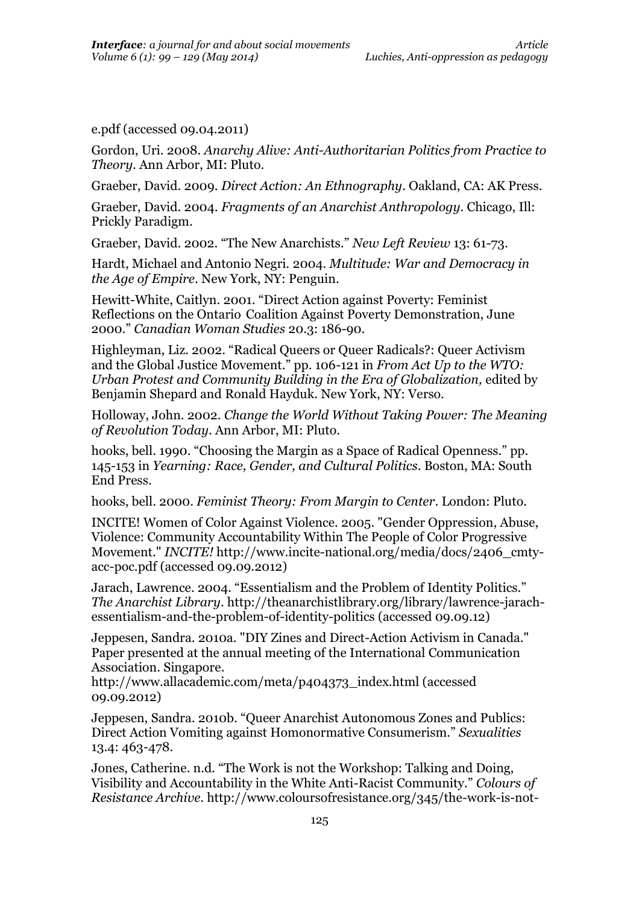e.pdf (accessed 09.04.2011)

Gordon, Uri. 2008. *Anarchy Alive: Anti-Authoritarian Politics from Practice to Theory*. Ann Arbor, MI: Pluto.

Graeber, David. 2009. *Direct Action: An Ethnography*. Oakland, CA: AK Press.

Graeber, David. 2004. *Fragments of an Anarchist Anthropology*. Chicago, Ill: Prickly Paradigm.

Graeber, David. 2002. "The New Anarchists." *New Left Review* 13: 61-73.

Hardt, Michael and Antonio Negri. 2004. *Multitude: War and Democracy in the Age of Empire*. New York, NY: Penguin.

Hewitt-White, Caitlyn. 2001. "Direct Action against Poverty: Feminist Reflections on the Ontario Coalition Against Poverty Demonstration, June 2000." *Canadian Woman Studies* 20.3: 186-90.

Highleyman, Liz. 2002. "Radical Queers or Queer Radicals?: Queer Activism and the Global Justice Movement." pp. 106-121 in *From Act Up to the WTO: Urban Protest and Community Building in the Era of Globalization,* edited by Benjamin Shepard and Ronald Hayduk. New York, NY: Verso.

Holloway, John. 2002. *Change the World Without Taking Power: The Meaning of Revolution Today*. Ann Arbor, MI: Pluto.

hooks, bell. 1990. "Choosing the Margin as a Space of Radical Openness." pp. 145-153 in *Yearning: Race, Gender, and Cultural Politics*. Boston, MA: South End Press.

hooks, bell. 2000. *Feminist Theory: From Margin to Center*. London: Pluto.

INCITE! Women of Color Against Violence. 2005. "Gender Oppression, Abuse, Violence: Community Accountability Within The People of Color Progressive Movement." *INCITE!* http://www.incite-national.org/media/docs/2406_cmty-acc-poc.pdf (accessed 09.09.2012)

Jarach, Lawrence. 2004. "Essentialism and the Problem of Identity Politics." *The Anarchist Library*. http://theanarchistlibrary.org/library/lawrence-jarach-essentialism-and-the-problem-of-identity-politics (accessed 09.09.12)

Jeppesen, Sandra. 2010a. "DIY Zines and Direct-Action Activism in Canada." Paper presented at the annual meeting of the International Communication Association. Singapore. http://www.allacademic.com/meta/p404373_index.html (accessed 09.09.2012)

Jeppesen, Sandra. 2010b. "Queer Anarchist Autonomous Zones and Publics: Direct Action Vomiting against Homonormative Consumerism." *Sexualities* 13.4: 463-478.

Jones, Catherine. n.d. "The Work is not the Workshop: Talking and Doing, Visibility and Accountability in the White Anti-Racist Community." *Colours of Resistance Archive*. http://www.coloursofresistance.org/345/the-work-is-not-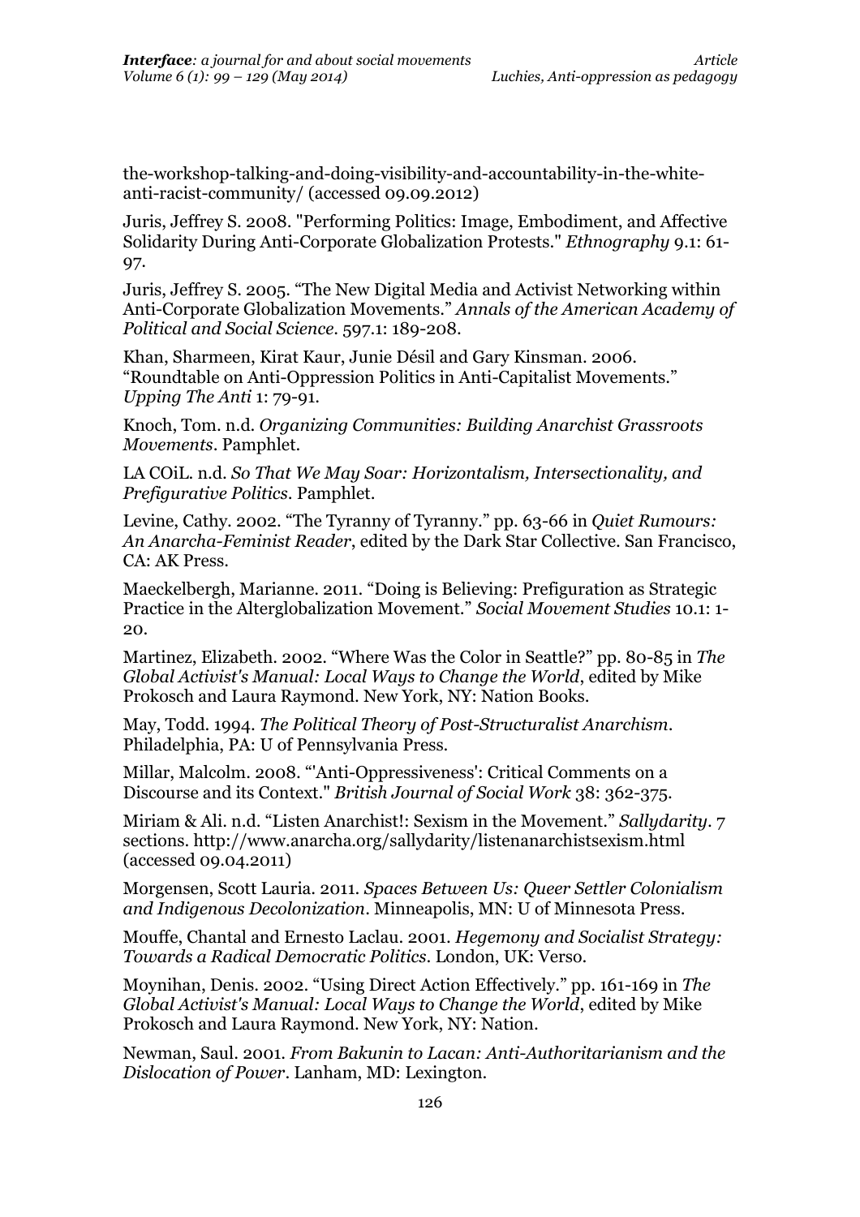the-workshop-talking-and-doing-visibility-and-accountability-in-the-white-anti-racist-community/ (accessed 09.09.2012)

Juris, Jeffrey S. 2008. "Performing Politics: Image, Embodiment, and Affective Solidarity During Anti-Corporate Globalization Protests." *Ethnography* 9.1: 61-97.

Juris, Jeffrey S. 2005. "The New Digital Media and Activist Networking within Anti-Corporate Globalization Movements." *Annals of the American Academy of Political and Social Science*. 597.1: 189-208.

Khan, Sharmeen, Kirat Kaur, Junie Désil and Gary Kinsman. 2006. "Roundtable on Anti-Oppression Politics in Anti-Capitalist Movements." *Upping The Anti* 1: 79-91.

Knoch, Tom. n.d. *Organizing Communities: Building Anarchist Grassroots Movements*. Pamphlet.

LA COiL. n.d. *So That We May Soar: Horizontalism, Intersectionality, and Prefigurative Politics*. Pamphlet.

Levine, Cathy. 2002. "The Tyranny of Tyranny." pp. 63-66 in *Quiet Rumours: An Anarcha-Feminist Reader*, edited by the Dark Star Collective. San Francisco, CA: AK Press.

Maeckelbergh, Marianne. 2011. "Doing is Believing: Prefiguration as Strategic Practice in the Alterglobalization Movement." *Social Movement Studies* 10.1: 1-20.

Martinez, Elizabeth. 2002. "Where Was the Color in Seattle?" pp. 80-85 in *The Global Activist's Manual: Local Ways to Change the World*, edited by Mike Prokosch and Laura Raymond. New York, NY: Nation Books.

May, Todd. 1994. *The Political Theory of Post-Structuralist Anarchism*. Philadelphia, PA: U of Pennsylvania Press.

Millar, Malcolm. 2008. "'Anti-Oppressiveness': Critical Comments on a Discourse and its Context." *British Journal of Social Work* 38: 362-375.

Miriam & Ali. n.d. "Listen Anarchist!: Sexism in the Movement." *Sallydarity*. 7 sections. http://www.anarcha.org/sallydarity/listenanarchistsexism.html (accessed 09.04.2011)

Morgensen, Scott Lauria. 2011. *Spaces Between Us: Queer Settler Colonialism and Indigenous Decolonization*. Minneapolis, MN: U of Minnesota Press.

Mouffe, Chantal and Ernesto Laclau. 2001. *Hegemony and Socialist Strategy: Towards a Radical Democratic Politics*. London, UK: Verso.

Moynihan, Denis. 2002. "Using Direct Action Effectively." pp. 161-169 in *The Global Activist's Manual: Local Ways to Change the World*, edited by Mike Prokosch and Laura Raymond. New York, NY: Nation.

Newman, Saul. 2001. *From Bakunin to Lacan: Anti-Authoritarianism and the Dislocation of Power*. Lanham, MD: Lexington.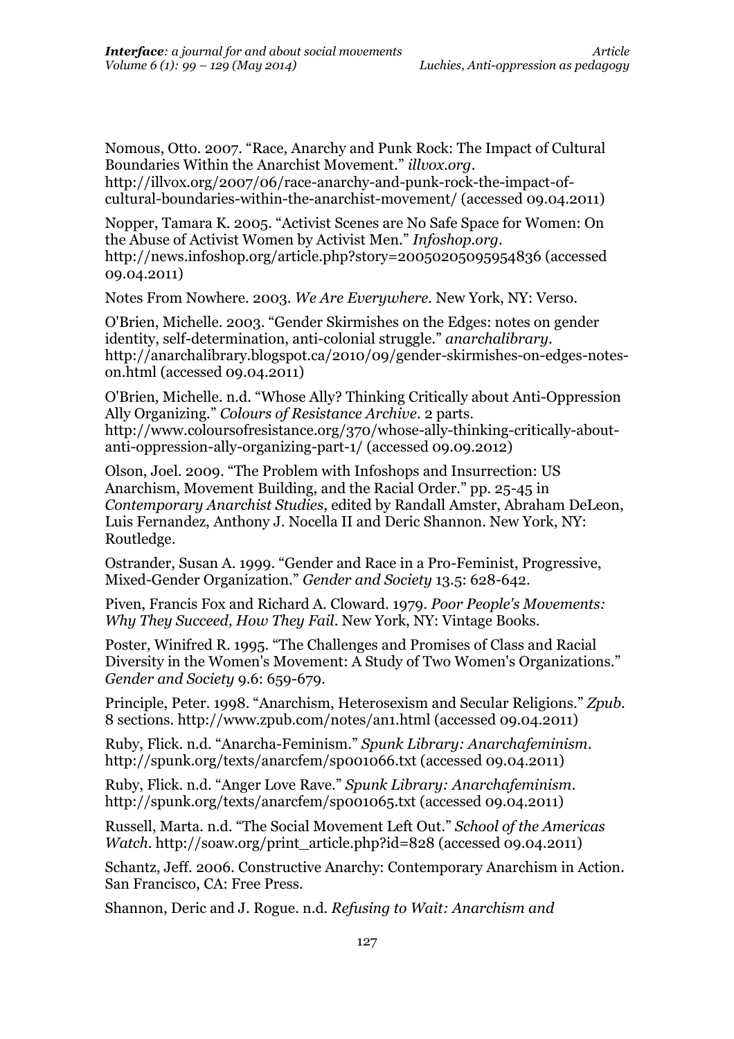Nomous, Otto. 2007. "Race, Anarchy and Punk Rock: The Impact of Cultural Boundaries Within the Anarchist Movement." *illvox.org*. http://illvox.org/2007/06/race-anarchy-and-punk-rock-the-impact-of-cultural-boundaries-within-the-anarchist-movement/ (accessed 09.04.2011)

Nopper, Tamara K. 2005. "Activist Scenes are No Safe Space for Women: On the Abuse of Activist Women by Activist Men." *Infoshop.org*. http://news.infoshop.org/article.php?story=20050205095954836 (accessed 09.04.2011)

Notes From Nowhere. 2003. *We Are Everywhere*. New York, NY: Verso.

O'Brien, Michelle. 2003. "Gender Skirmishes on the Edges: notes on gender identity, self-determination, anti-colonial struggle." *anarchalibrary*. http://anarchalibrary.blogspot.ca/2010/09/gender-skirmishes-on-edges-notes-on.html (accessed 09.04.2011)

O'Brien, Michelle. n.d. "Whose Ally? Thinking Critically about Anti-Oppression Ally Organizing." *Colours of Resistance Archive*. 2 parts. http://www.coloursofresistance.org/370/whose-ally-thinking-critically-about-anti-oppression-ally-organizing-part-1/ (accessed 09.09.2012)

Olson, Joel. 2009. "The Problem with Infoshops and Insurrection: US Anarchism, Movement Building, and the Racial Order." pp. 25-45 in *Contemporary Anarchist Studies*, edited by Randall Amster, Abraham DeLeon, Luis Fernandez, Anthony J. Nocella II and Deric Shannon. New York, NY: Routledge.

Ostrander, Susan A. 1999. "Gender and Race in a Pro-Feminist, Progressive, Mixed-Gender Organization." *Gender and Society* 13.5: 628-642.

Piven, Francis Fox and Richard A. Cloward. 1979. *Poor People's Movements: Why They Succeed, How They Fail*. New York, NY: Vintage Books.

Poster, Winifred R. 1995. "The Challenges and Promises of Class and Racial Diversity in the Women's Movement: A Study of Two Women's Organizations." *Gender and Society* 9.6: 659-679.

Principle, Peter. 1998. "Anarchism, Heterosexism and Secular Religions." *Zpub*. 8 sections. http://www.zpub.com/notes/an1.html (accessed 09.04.2011)

Ruby, Flick. n.d. "Anarcha-Feminism." *Spunk Library: Anarchafeminism*. http://spunk.org/texts/anarcfem/sp001066.txt (accessed 09.04.2011)

Ruby, Flick. n.d. "Anger Love Rave." *Spunk Library: Anarchafeminism*. http://spunk.org/texts/anarcfem/sp001065.txt (accessed 09.04.2011)

Russell, Marta. n.d. "The Social Movement Left Out." *School of the Americas Watch*. http://soaw.org/print_article.php?id=828 (accessed 09.04.2011)

Schantz, Jeff. 2006. Constructive Anarchy: Contemporary Anarchism in Action. San Francisco, CA: Free Press.

Shannon, Deric and J. Rogue. n.d. *Refusing to Wait: Anarchism and*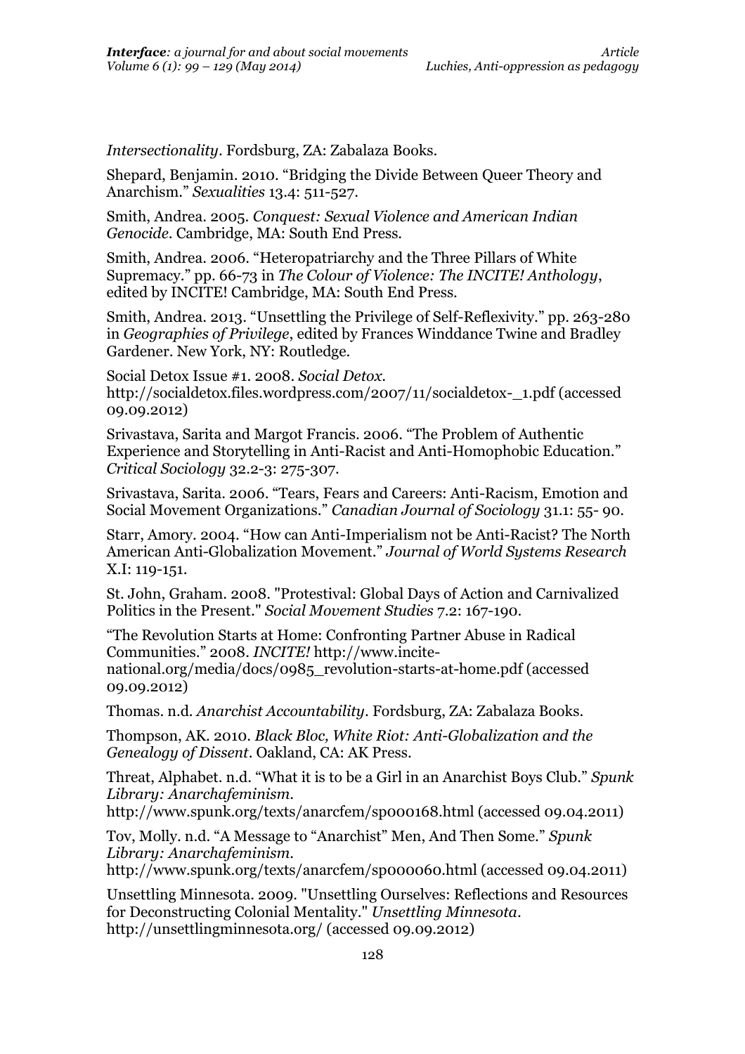*Intersectionality*. Fordsburg, ZA: Zabalaza Books.

Shepard, Benjamin. 2010. "Bridging the Divide Between Queer Theory and Anarchism." *Sexualities* 13.4: 511-527.

Smith, Andrea. 2005. *Conquest: Sexual Violence and American Indian Genocide*. Cambridge, MA: South End Press.

Smith, Andrea. 2006. "Heteropatriarchy and the Three Pillars of White Supremacy." pp. 66-73 in *The Colour of Violence: The INCITE! Anthology*, edited by INCITE! Cambridge, MA: South End Press.

Smith, Andrea. 2013. "Unsettling the Privilege of Self-Reflexivity." pp. 263-280 in *Geographies of Privilege*, edited by Frances Winddance Twine and Bradley Gardener. New York, NY: Routledge.

Social Detox Issue #1. 2008. *Social Detox*. http://socialdetox.files.wordpress.com/2007/11/socialdetox-_1.pdf (accessed 09.09.2012)

Srivastava, Sarita and Margot Francis. 2006. "The Problem of Authentic Experience and Storytelling in Anti-Racist and Anti-Homophobic Education." *Critical Sociology* 32.2-3: 275-307.

Srivastava, Sarita. 2006. "Tears, Fears and Careers: Anti-Racism, Emotion and Social Movement Organizations." *Canadian Journal of Sociology* 31.1: 55- 90.

Starr, Amory. 2004. "How can Anti-Imperialism not be Anti-Racist? The North American Anti-Globalization Movement." *Journal of World Systems Research* X.I: 119-151.

St. John, Graham. 2008. "Protestival: Global Days of Action and Carnivalized Politics in the Present." *Social Movement Studies* 7.2: 167-190.

"The Revolution Starts at Home: Confronting Partner Abuse in Radical Communities." 2008. *INCITE!* http://www.incite-national.org/media/docs/0985_revolution-starts-at-home.pdf (accessed 09.09.2012)

Thomas. n.d. *Anarchist Accountability*. Fordsburg, ZA: Zabalaza Books.

Thompson, AK. 2010. *Black Bloc, White Riot: Anti-Globalization and the Genealogy of Dissent*. Oakland, CA: AK Press.

Threat, Alphabet. n.d. "What it is to be a Girl in an Anarchist Boys Club." *Spunk Library: Anarchafeminism*. http://www.spunk.org/texts/anarcfem/sp000168.html (accessed 09.04.2011)

Tov, Molly. n.d. "A Message to "Anarchist" Men, And Then Some." *Spunk Library: Anarchafeminism*. http://www.spunk.org/texts/anarcfem/sp000060.html (accessed 09.04.2011)

Unsettling Minnesota. 2009. "Unsettling Ourselves: Reflections and Resources for Deconstructing Colonial Mentality." *Unsettling Minnesota*. http://unsettlingminnesota.org/ (accessed 09.09.2012)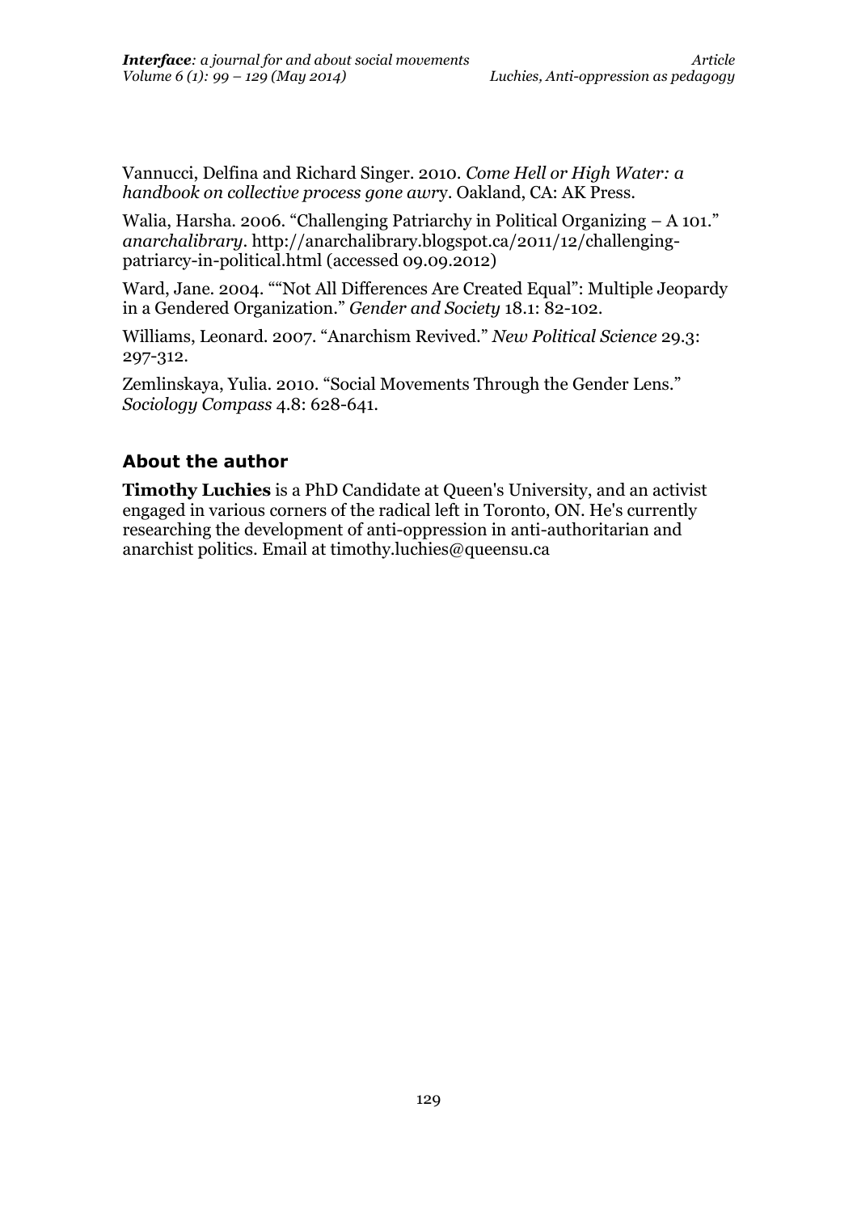Vannucci, Delfina and Richard Singer. 2010. *Come Hell or High Water: a handbook on collective process gone awry*. Oakland, CA: AK Press.

Walia, Harsha. 2006. "Challenging Patriarchy in Political Organizing – A 101." *anarchalibrary*. http://anarchalibrary.blogspot.ca/2011/12/challenging-patriarcy-in-political.html (accessed 09.09.2012)

Ward, Jane. 2004. ""Not All Differences Are Created Equal": Multiple Jeopardy in a Gendered Organization." *Gender and Society* 18.1: 82-102.

Williams, Leonard. 2007. "Anarchism Revived." *New Political Science* 29.3: 297-312.

Zemlinskaya, Yulia. 2010. "Social Movements Through the Gender Lens." *Sociology Compass* 4.8: 628-641.

## About the author

**Timothy Luchies** is a PhD Candidate at Queen's University, and an activist engaged in various corners of the radical left in Toronto, ON. He's currently researching the development of anti-oppression in anti-authoritarian and anarchist politics. Email at timothy.luchies@queensu.ca